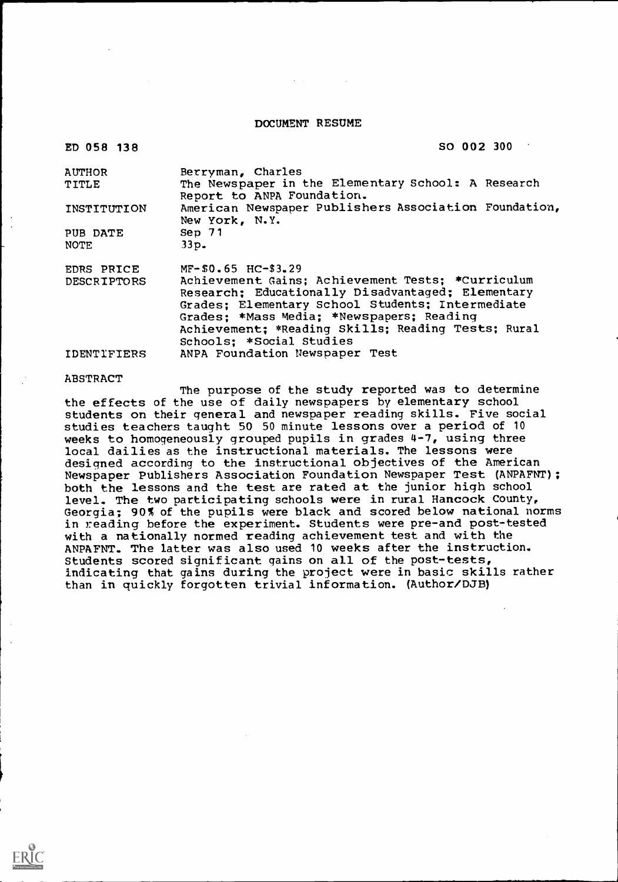# DOCUMENT RESUME

| | |
|---|---|
| ED 058 138 | SO 002 300 |
| AUTHOR | Berryman, Charles |
| TITLE | The Newspaper in the Elementary School: A Research Report to ANPA Foundation. |
| INSTITUTION | American Newspaper Publishers Association Foundation, New York, N.Y. |
| PUB DATE | Sep 71 |
| NOTE | 33p. |
| EDRS PRICE | MF-$0.65 HC-$3.29 |
| DESCRIPTORS | Achievement Gains; Achievement Tests; *Curriculum Research; Educationally Disadvantaged; Elementary Grades; Elementary School Students; Intermediate Grades; *Mass Media; *Newspapers; Reading Achievement; *Reading Skills; Reading Tests; Rural Schools; *Social Studies |
| IDENTIFIERS | ANPA Foundation Newspaper Test |

ABSTRACT

The purpose of the study reported was to determine the effects of the use of daily newspapers by elementary school students on their general and newspaper reading skills. Five social studies teachers taught 50 50 minute lessons over a period of 10 weeks to homogeneously grouped pupils in grades 4-7, using three local dailies as the instructional materials. The lessons were designed according to the instructional objectives of the American Newspaper Publishers Association Foundation Newspaper Test (ANPAFNT); both the lessons and the test are rated at the junior high school level. The two participating schools were in rural Hancock County, Georgia; 90% of the pupils were black and scored below national norms in reading before the experiment. Students were pre-and post-tested with a nationally normed reading achievement test and with the ANPAFNT. The latter was also used 10 weeks after the instruction. Students scored significant gains on all of the post-tests, indicating that gains during the project were in basic skills rather than in quickly forgotten trivial information. (Author/DJB)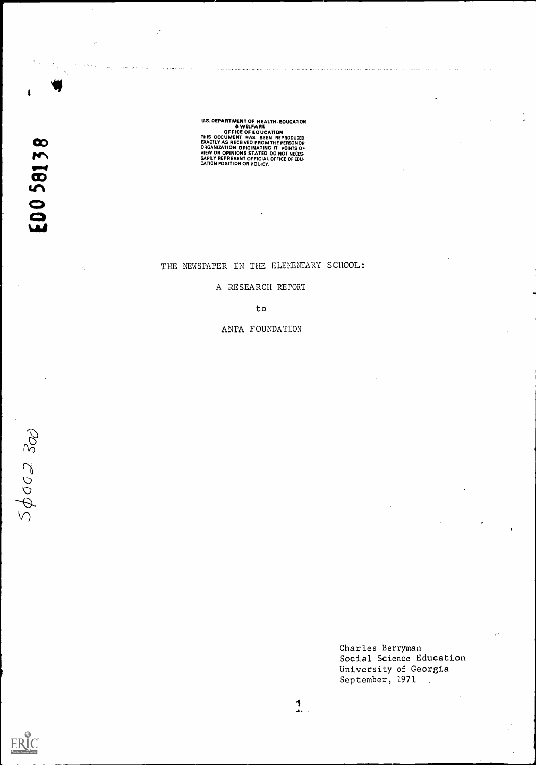U.S. DEPARTMENT OF HEALTH, EDUCATION & WELFARE
OFFICE OF EDUCATION
THIS DOCUMENT HAS BEEN REPRODUCED EXACTLY AS RECEIVED FROM THE PERSON OR ORGANIZATION ORIGINATING IT. POINTS OF VIEW OR OPINIONS STATED DO NOT NECESSARILY REPRESENT OFFICIAL OFFICE OF EDUCATION POSITION OR POLICY.

ED 058138

SO 002 300

# THE NEWSPAPER IN THE ELEMENTARY SCHOOL:

## A RESEARCH REPORT

to

ANPA FOUNDATION

Charles Berryman
Social Science Education
University of Georgia
September, 1971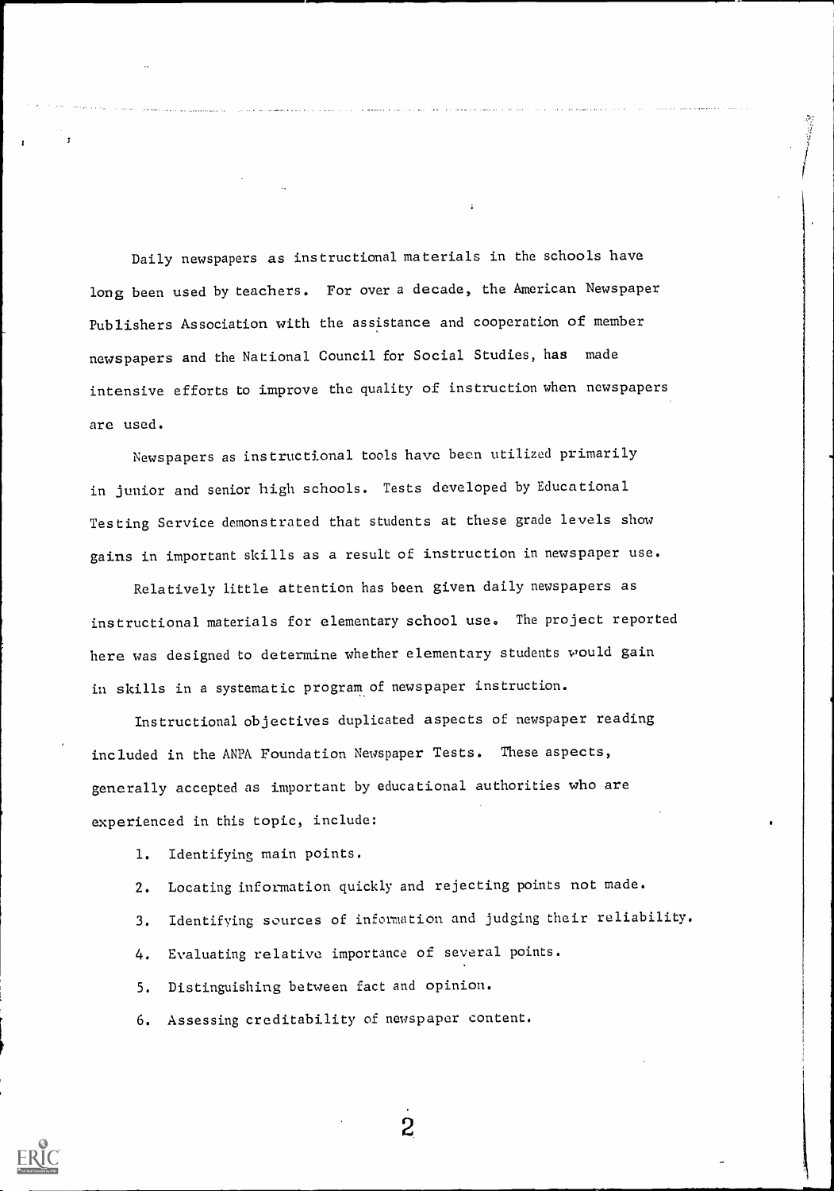Daily newspapers as instructional materials in the schools have long been used by teachers. For over a decade, the American Newspaper Publishers Association with the assistance and cooperation of member newspapers and the National Council for Social Studies, has made intensive efforts to improve the quality of instruction when newspapers are used.

Newspapers as instructional tools have been utilized primarily in junior and senior high schools. Tests developed by Educational Testing Service demonstrated that students at these grade levels show gains in important skills as a result of instruction in newspaper use.

Relatively little attention has been given daily newspapers as instructional materials for elementary school use. The project reported here was designed to determine whether elementary students would gain in skills in a systematic program of newspaper instruction.

Instructional objectives duplicated aspects of newspaper reading included in the ANPA Foundation Newspaper Tests. These aspects, generally accepted as important by educational authorities who are experienced in this topic, include:

1. Identifying main points.
2. Locating information quickly and rejecting points not made.
3. Identifying sources of information and judging their reliability.
4. Evaluating relative importance of several points.
5. Distinguishing between fact and opinion.
6. Assessing creditability of newspaper content.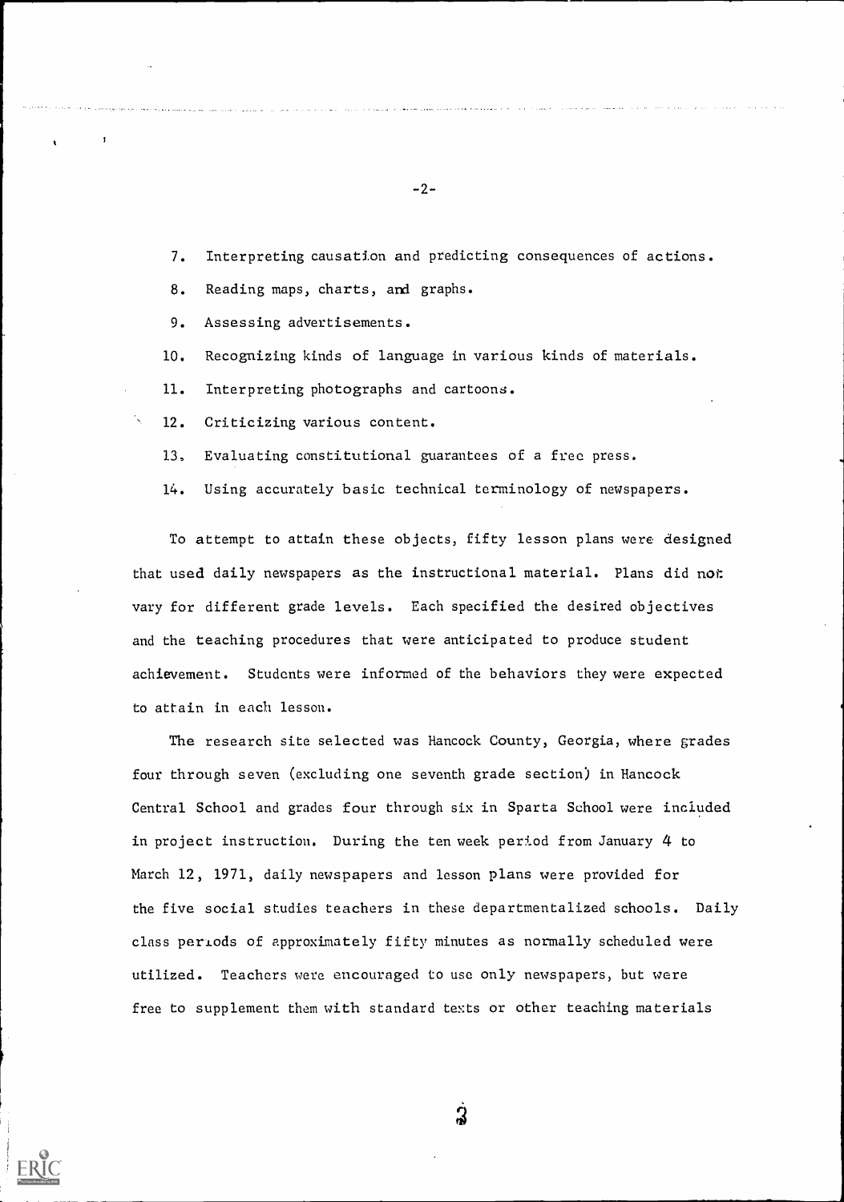7. Interpreting causation and predicting consequences of actions.
8. Reading maps, charts, and graphs.
9. Assessing advertisements.
10. Recognizing kinds of language in various kinds of materials.
11. Interpreting photographs and cartoons.
12. Criticizing various content.
13. Evaluating constitutional guarantees of a free press.
14. Using accurately basic technical terminology of newspapers.

To attempt to attain these objects, fifty lesson plans were designed that used daily newspapers as the instructional material. Plans did not vary for different grade levels. Each specified the desired objectives and the teaching procedures that were anticipated to produce student achievement. Students were informed of the behaviors they were expected to attain in each lesson.

The research site selected was Hancock County, Georgia, where grades four through seven (excluding one seventh grade section) in Hancock Central School and grades four through six in Sparta School were included in project instruction. During the ten week period from January 4 to March 12, 1971, daily newspapers and lesson plans were provided for the five social studies teachers in these departmentalized schools. Daily class periods of approximately fifty minutes as normally scheduled were utilized. Teachers were encouraged to use only newspapers, but were free to supplement them with standard texts or other teaching materials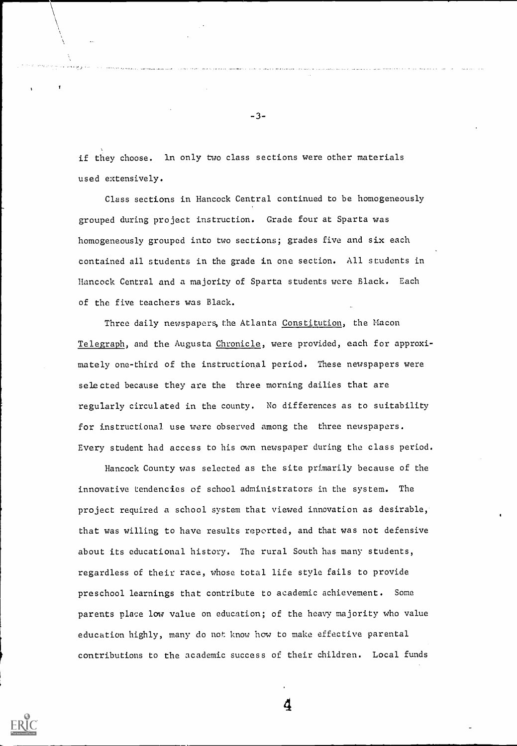if they choose. In only two class sections were other materials used extensively.

Class sections in Hancock Central continued to be homogeneously grouped during project instruction. Grade four at Sparta was homogeneously grouped into two sections; grades five and six each contained all students in the grade in one section. All students in Hancock Central and a majority of Sparta students were Black. Each of the five teachers was Black.

Three daily newspapers, the Atlanta Constitution, the Macon Telegraph, and the Augusta Chronicle, were provided, each for approximately one-third of the instructional period. These newspapers were selected because they are the three morning dailies that are regularly circulated in the county. No differences as to suitability for instructional use were observed among the three newspapers. Every student had access to his own newspaper during the class period.

Hancock County was selected as the site primarily because of the innovative tendencies of school administrators in the system. The project required a school system that viewed innovation as desirable, that was willing to have results reported, and that was not defensive about its educational history. The rural South has many students, regardless of their race, whose total life style fails to provide preschool learnings that contribute to academic achievement. Some parents place low value on education; of the heavy majority who value education highly, many do not know how to make effective parental contributions to the academic success of their children. Local funds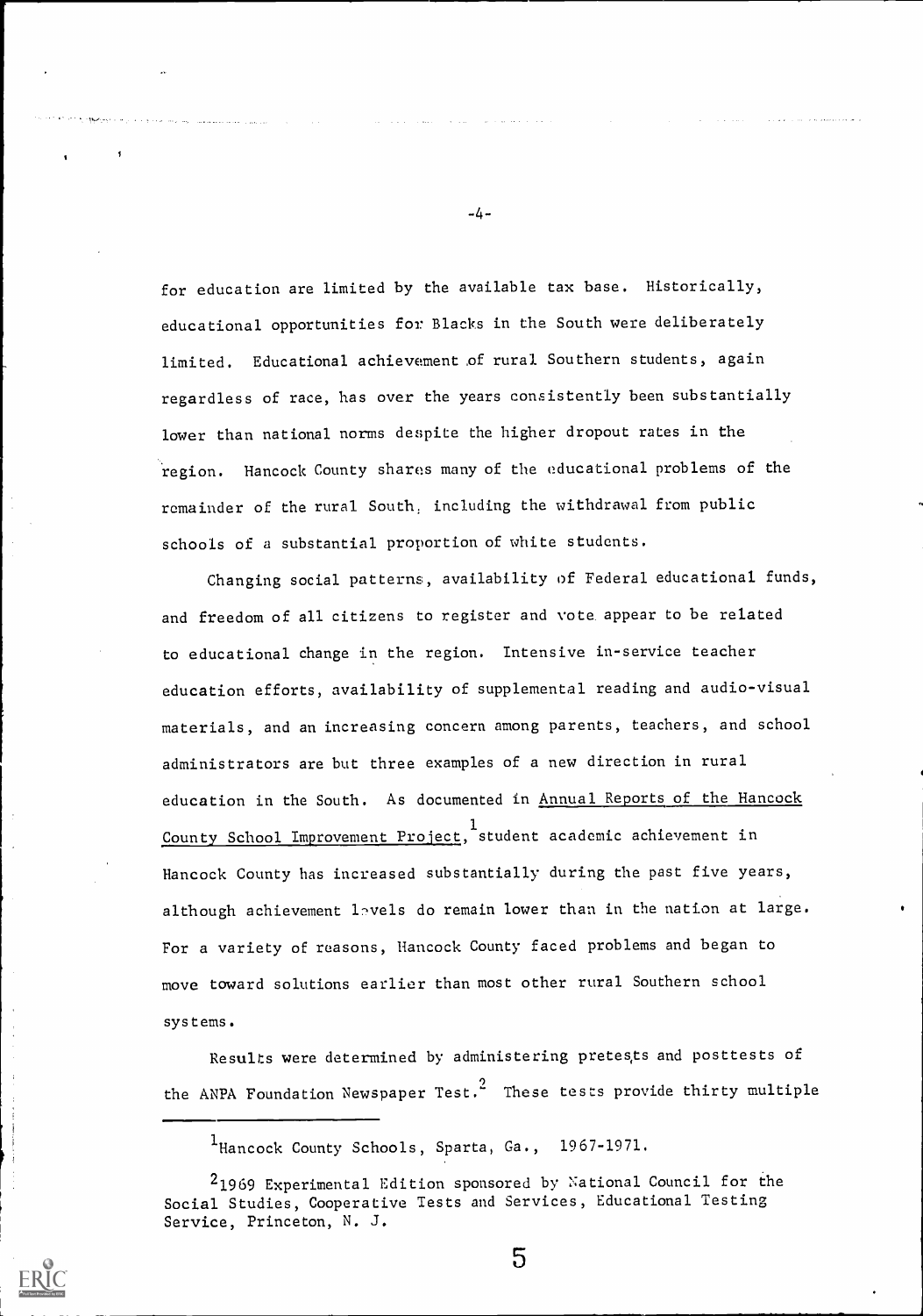for education are limited by the available tax base. Historically, educational opportunities for Blacks in the South were deliberately limited. Educational achievement of rural Southern students, again regardless of race, has over the years consistently been substantially lower than national norms despite the higher dropout rates in the region. Hancock County shares many of the educational problems of the remainder of the rural South, including the withdrawal from public schools of a substantial proportion of white students.

Changing social patterns, availability of Federal educational funds, and freedom of all citizens to register and vote appear to be related to educational change in the region. Intensive in-service teacher education efforts, availability of supplemental reading and audio-visual materials, and an increasing concern among parents, teachers, and school administrators are but three examples of a new direction in rural education in the South. As documented in <u>Annual Reports of the Hancock County School Improvement Project</u>,[1] student academic achievement in Hancock County has increased substantially during the past five years, although achievement levels do remain lower than in the nation at large. For a variety of reasons, Hancock County faced problems and began to move toward solutions earlier than most other rural Southern school systems.

Results were determined by administering pretests and posttests of the ANPA Foundation Newspaper Test.[2] These tests provide thirty multiple

---

[1] Hancock County Schools, Sparta, Ga., 1967-1971.

[2] 1969 Experimental Edition sponsored by National Council for the Social Studies, Cooperative Tests and Services, Educational Testing Service, Princeton, N. J.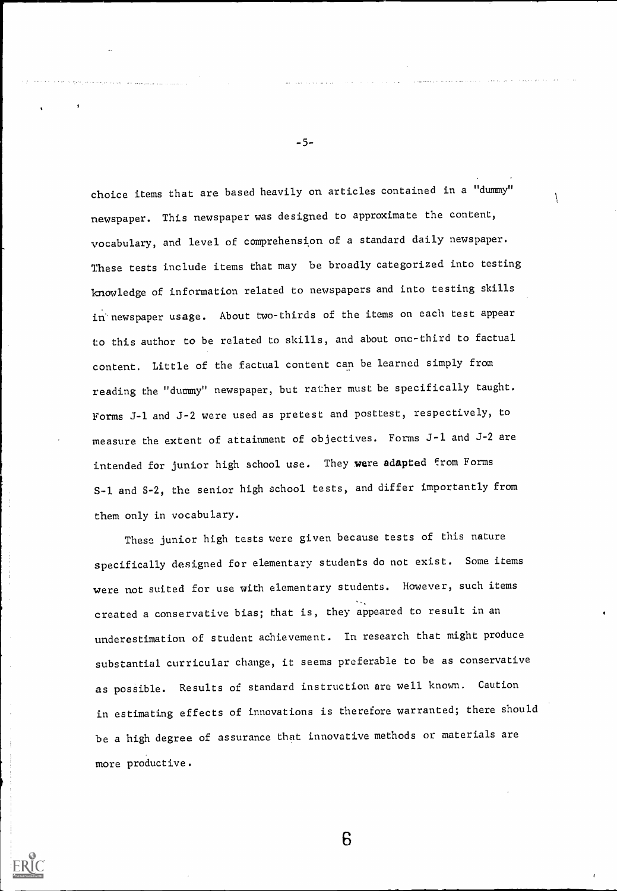choice items that are based heavily on articles contained in a "dummy" newspaper. This newspaper was designed to approximate the content, vocabulary, and level of comprehension of a standard daily newspaper. These tests include items that may be broadly categorized into testing knowledge of information related to newspapers and into testing skills in newspaper usage. About two-thirds of the items on each test appear to this author to be related to skills, and about one-third to factual content. Little of the factual content can be learned simply from reading the "dummy" newspaper, but rather must be specifically taught. Forms J-1 and J-2 were used as pretest and posttest, respectively, to measure the extent of attainment of objectives. Forms J-1 and J-2 are intended for junior high school use. They were adapted from Forms S-1 and S-2, the senior high school tests, and differ importantly from them only in vocabulary.

These junior high tests were given because tests of this nature specifically designed for elementary students do not exist. Some items were not suited for use with elementary students. However, such items created a conservative bias; that is, they appeared to result in an underestimation of student achievement. In research that might produce substantial curricular change, it seems preferable to be as conservative as possible. Results of standard instruction are well known. Caution in estimating effects of innovations is therefore warranted; there should be a high degree of assurance that innovative methods or materials are more productive.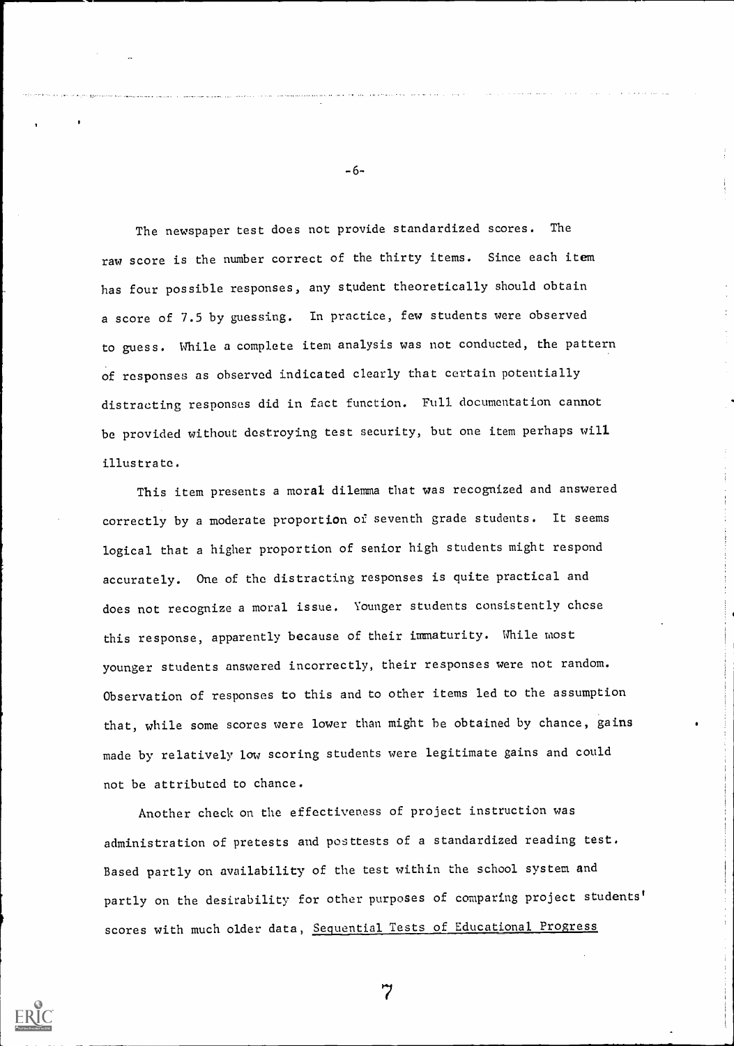The newspaper test does not provide standardized scores. The raw score is the number correct of the thirty items. Since each item has four possible responses, any student theoretically should obtain a score of 7.5 by guessing. In practice, few students were observed to guess. While a complete item analysis was not conducted, the pattern of responses as observed indicated clearly that certain potentially distracting responses did in fact function. Full documentation cannot be provided without destroying test security, but one item perhaps will illustrate.

This item presents a moral dilemma that was recognized and answered correctly by a moderate proportion of seventh grade students. It seems logical that a higher proportion of senior high students might respond accurately. One of the distracting responses is quite practical and does not recognize a moral issue. Younger students consistently chose this response, apparently because of their immaturity. While most younger students answered incorrectly, their responses were not random. Observation of responses to this and to other items led to the assumption that, while some scores were lower than might be obtained by chance, gains made by relatively low scoring students were legitimate gains and could not be attributed to chance.

Another check on the effectiveness of project instruction was administration of pretests and posttests of a standardized reading test. Based partly on availability of the test within the school system and partly on the desirability for other purposes of comparing project students' scores with much older data, <u>Sequential Tests of Educational Progress</u>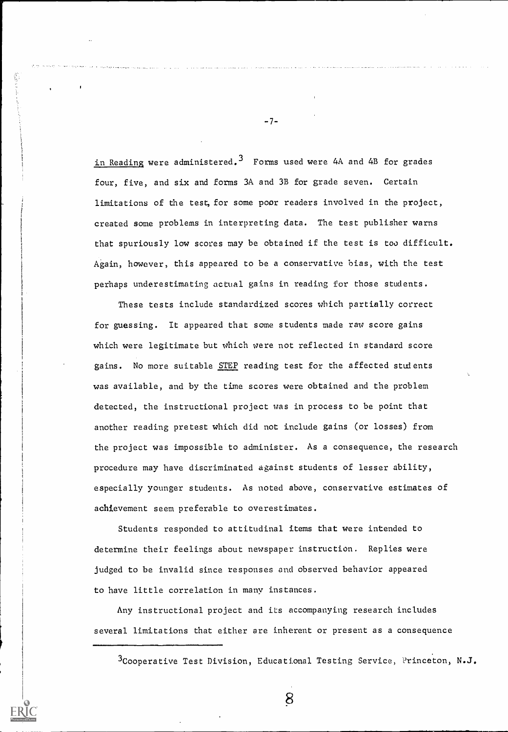in Reading were administered.[3] Forms used were 4A and 4B for grades four, five, and six and forms 3A and 3B for grade seven. Certain limitations of the test, for some poor readers involved in the project, created some problems in interpreting data. The test publisher warns that spuriously low scores may be obtained if the test is too difficult. Again, however, this appeared to be a conservative bias, with the test perhaps underestimating actual gains in reading for those students.

These tests include standardized scores which partially correct for guessing. It appeared that some students made raw score gains which were legitimate but which were not reflected in standard score gains. No more suitable STEP reading test for the affected students was available, and by the time scores were obtained and the problem detected, the instructional project was in process to be point that another reading pretest which did not include gains (or losses) from the project was impossible to administer. As a consequence, the research procedure may have discriminated against students of lesser ability, especially younger students. As noted above, conservative estimates of achievement seem preferable to overestimates.

Students responded to attitudinal items that were intended to determine their feelings about newspaper instruction. Replies were judged to be invalid since responses and observed behavior appeared to have little correlation in many instances.

Any instructional project and its accompanying research includes several limitations that either are inherent or present as a consequence

---

[3] Cooperative Test Division, Educational Testing Service, Princeton, N.J.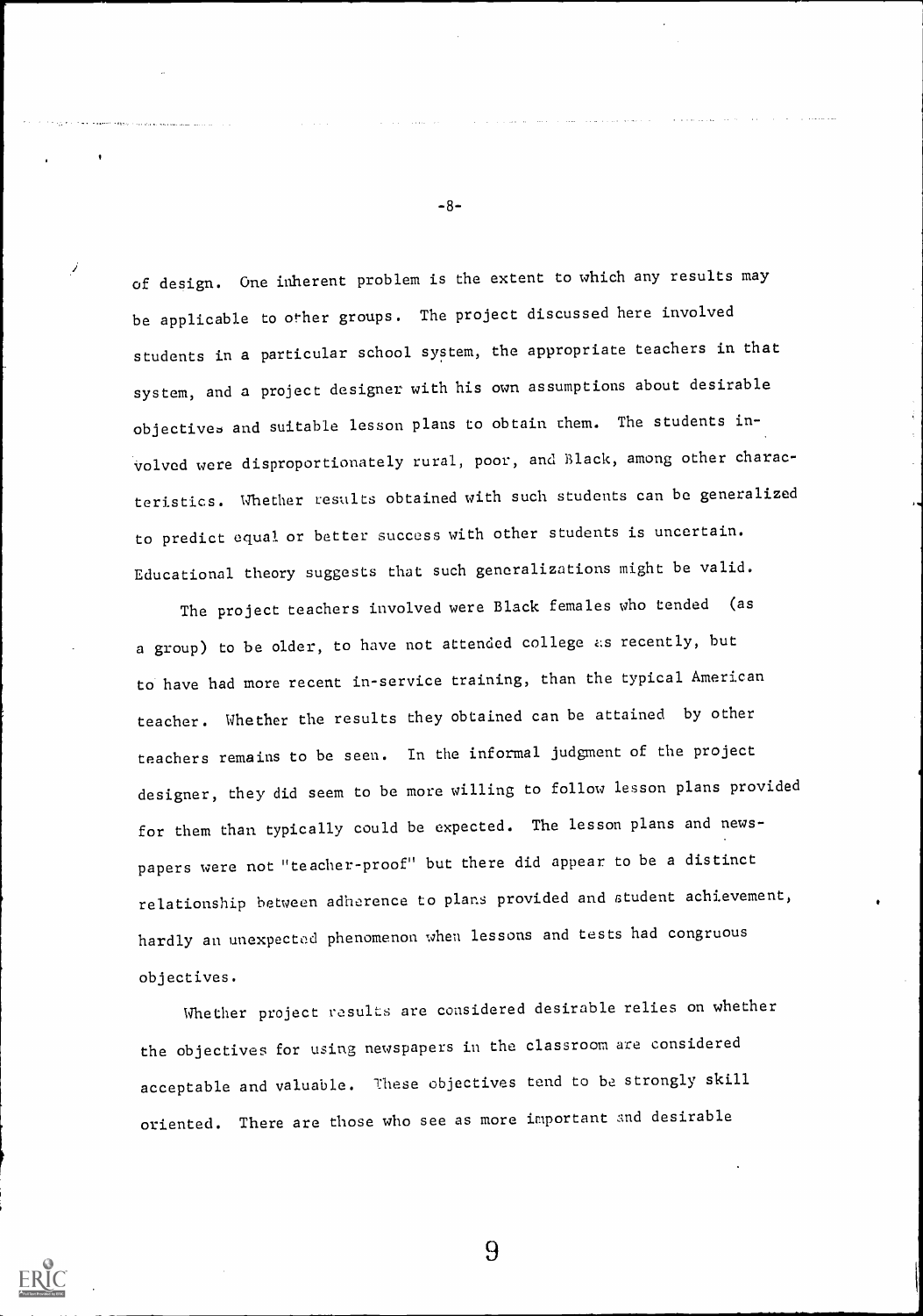of design. One inherent problem is the extent to which any results may be applicable to other groups. The project discussed here involved students in a particular school system, the appropriate teachers in that system, and a project designer with his own assumptions about desirable objectives and suitable lesson plans to obtain them. The students involved were disproportionately rural, poor, and Black, among other characteristics. Whether results obtained with such students can be generalized to predict equal or better success with other students is uncertain. Educational theory suggests that such generalizations might be valid.

The project teachers involved were Black females who tended (as a group) to be older, to have not attended college as recently, but to have had more recent in-service training, than the typical American teacher. Whether the results they obtained can be attained by other teachers remains to be seen. In the informal judgment of the project designer, they did seem to be more willing to follow lesson plans provided for them than typically could be expected. The lesson plans and newspapers were not "teacher-proof" but there did appear to be a distinct relationship between adherence to plans provided and student achievement, hardly an unexpected phenomenon when lessons and tests had congruous objectives.

Whether project results are considered desirable relies on whether the objectives for using newspapers in the classroom are considered acceptable and valuable. These objectives tend to be strongly skill oriented. There are those who see as more important and desirable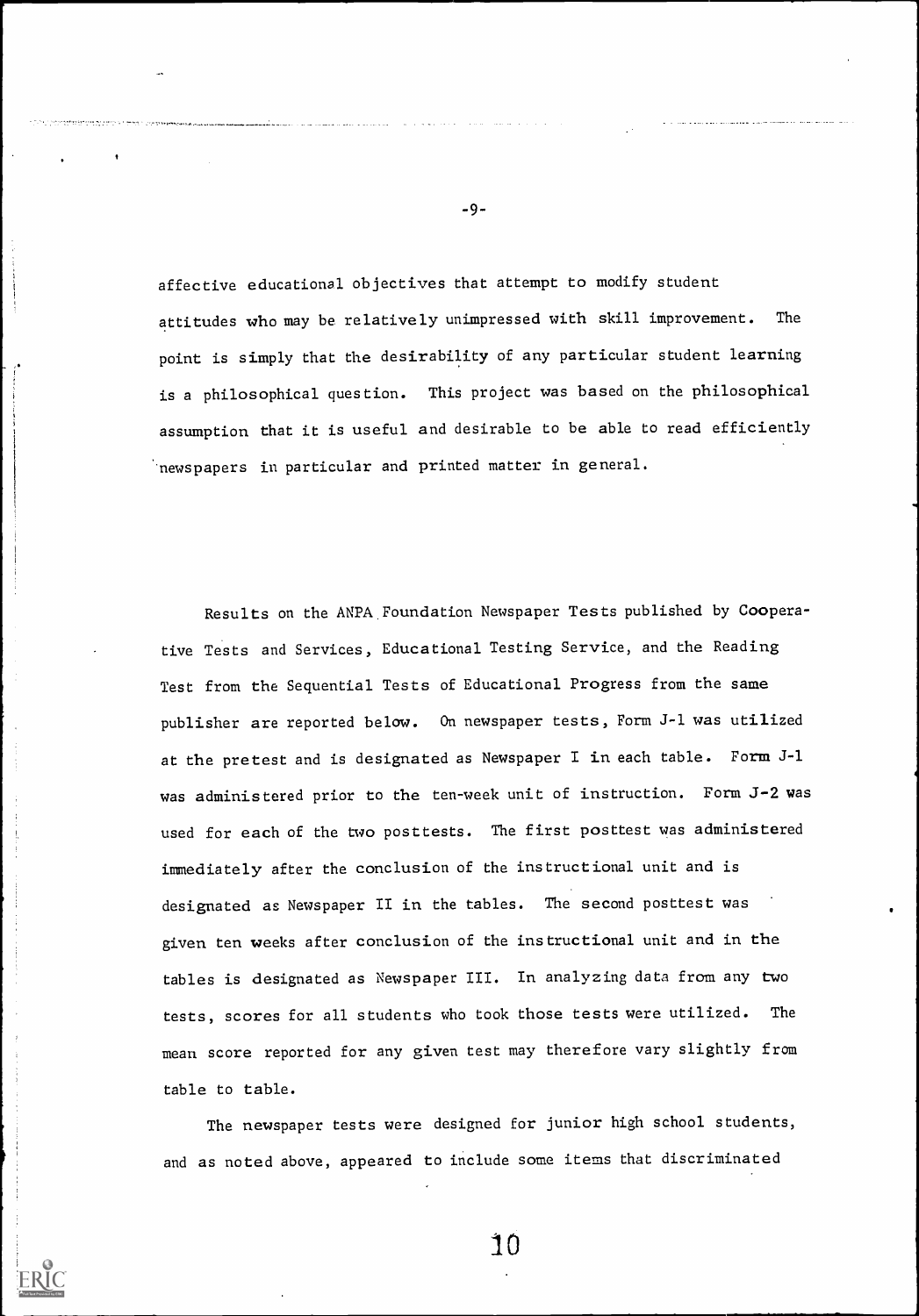affective educational objectives that attempt to modify student attitudes who may be relatively unimpressed with skill improvement. The point is simply that the desirability of any particular student learning is a philosophical question. This project was based on the philosophical assumption that it is useful and desirable to be able to read efficiently newspapers in particular and printed matter in general.

Results on the ANPA Foundation Newspaper Tests published by Cooperative Tests and Services, Educational Testing Service, and the Reading Test from the Sequential Tests of Educational Progress from the same publisher are reported below. On newspaper tests, Form J-1 was utilized at the pretest and is designated as Newspaper I in each table. Form J-1 was administered prior to the ten-week unit of instruction. Form J-2 was used for each of the two posttests. The first posttest was administered immediately after the conclusion of the instructional unit and is designated as Newspaper II in the tables. The second posttest was given ten weeks after conclusion of the instructional unit and in the tables is designated as Newspaper III. In analyzing data from any two tests, scores for all students who took those tests were utilized. The mean score reported for any given test may therefore vary slightly from table to table.

The newspaper tests were designed for junior high school students, and as noted above, appeared to include some items that discriminated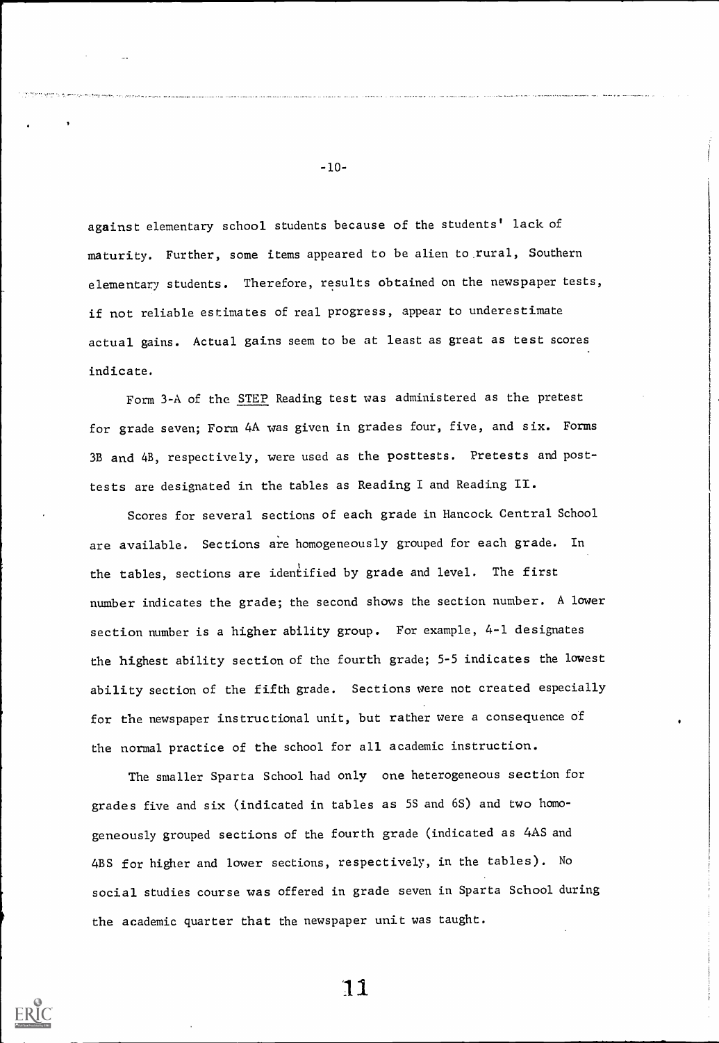against elementary school students because of the students' lack of maturity. Further, some items appeared to be alien to rural, Southern elementary students. Therefore, results obtained on the newspaper tests, if not reliable estimates of real progress, appear to underestimate actual gains. Actual gains seem to be at least as great as test scores indicate.

Form 3-A of the STEP Reading test was administered as the pretest for grade seven; Form 4A was given in grades four, five, and six. Forms 3B and 4B, respectively, were used as the posttests. Pretests and posttests are designated in the tables as Reading I and Reading II.

Scores for several sections of each grade in Hancock Central School are available. Sections are homogeneously grouped for each grade. In the tables, sections are identified by grade and level. The first number indicates the grade; the second shows the section number. A lower section number is a higher ability group. For example, 4-1 designates the highest ability section of the fourth grade; 5-5 indicates the lowest ability section of the fifth grade. Sections were not created especially for the newspaper instructional unit, but rather were a consequence of the normal practice of the school for all academic instruction.

The smaller Sparta School had only one heterogeneous section for grades five and six (indicated in tables as 5S and 6S) and two homogeneously grouped sections of the fourth grade (indicated as 4AS and 4BS for higher and lower sections, respectively, in the tables). No social studies course was offered in grade seven in Sparta School during the academic quarter that the newspaper unit was taught.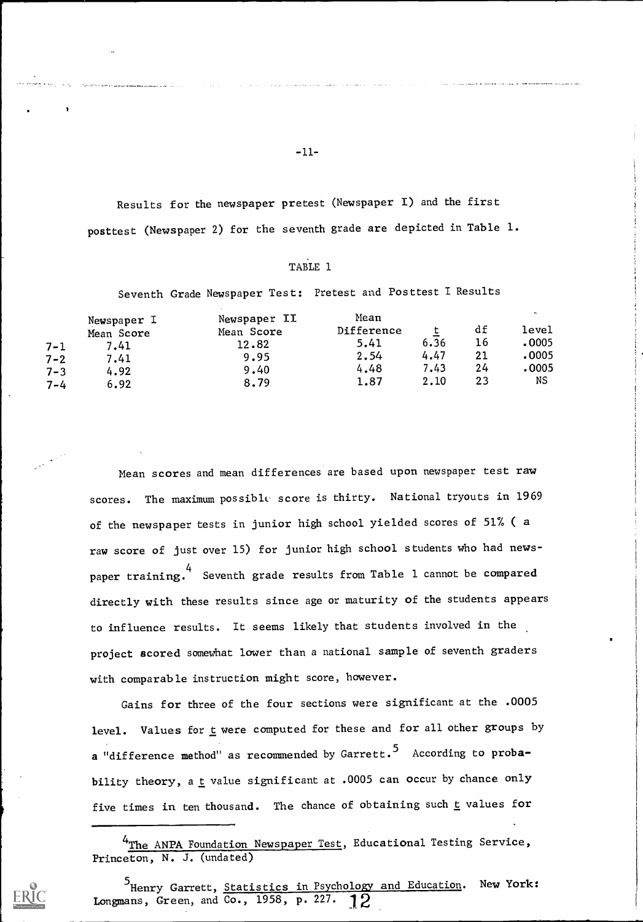Results for the newspaper pretest (Newspaper I) and the first posttest (Newspaper 2) for the seventh grade are depicted in Table 1.

TABLE 1

Seventh Grade Newspaper Test: Pretest and Posttest I Results

| | Newspaper I Mean Score | Newspaper II Mean Score | Mean Difference | t | df | level |
|---|---|---|---|---|---|---|
| 7-1 | 7.41 | 12.82 | 5.41 | 6.36 | 16 | .0005 |
| 7-2 | 7.41 | 9.95 | 2.54 | 4.47 | 21 | .0005 |
| 7-3 | 4.92 | 9.40 | 4.48 | 7.43 | 24 | .0005 |
| 7-4 | 6.92 | 8.79 | 1.87 | 2.10 | 23 | NS |

Mean scores and mean differences are based upon newspaper test raw scores. The maximum possible score is thirty. National tryouts in 1969 of the newspaper tests in junior high school yielded scores of 51% ( a raw score of just over 15) for junior high school students who had newspaper training.[4] Seventh grade results from Table 1 cannot be compared directly with these results since age or maturity of the students appears to influence results. It seems likely that students involved in the project scored somewhat lower than a national sample of seventh graders with comparable instruction might score, however.

Gains for three of the four sections were significant at the .0005 level. Values for t were computed for these and for all other groups by a "difference method" as recommended by Garrett.[5] According to probability theory, a t value significant at .0005 can occur by chance only five times in ten thousand. The chance of obtaining such t values for

---

[4] The ANPA Foundation Newspaper Test, Educational Testing Service, Princeton, N. J. (undated)

[5] Henry Garrett, Statistics in Psychology and Education. New York: Longmans, Green, and Co., 1958, p. 227.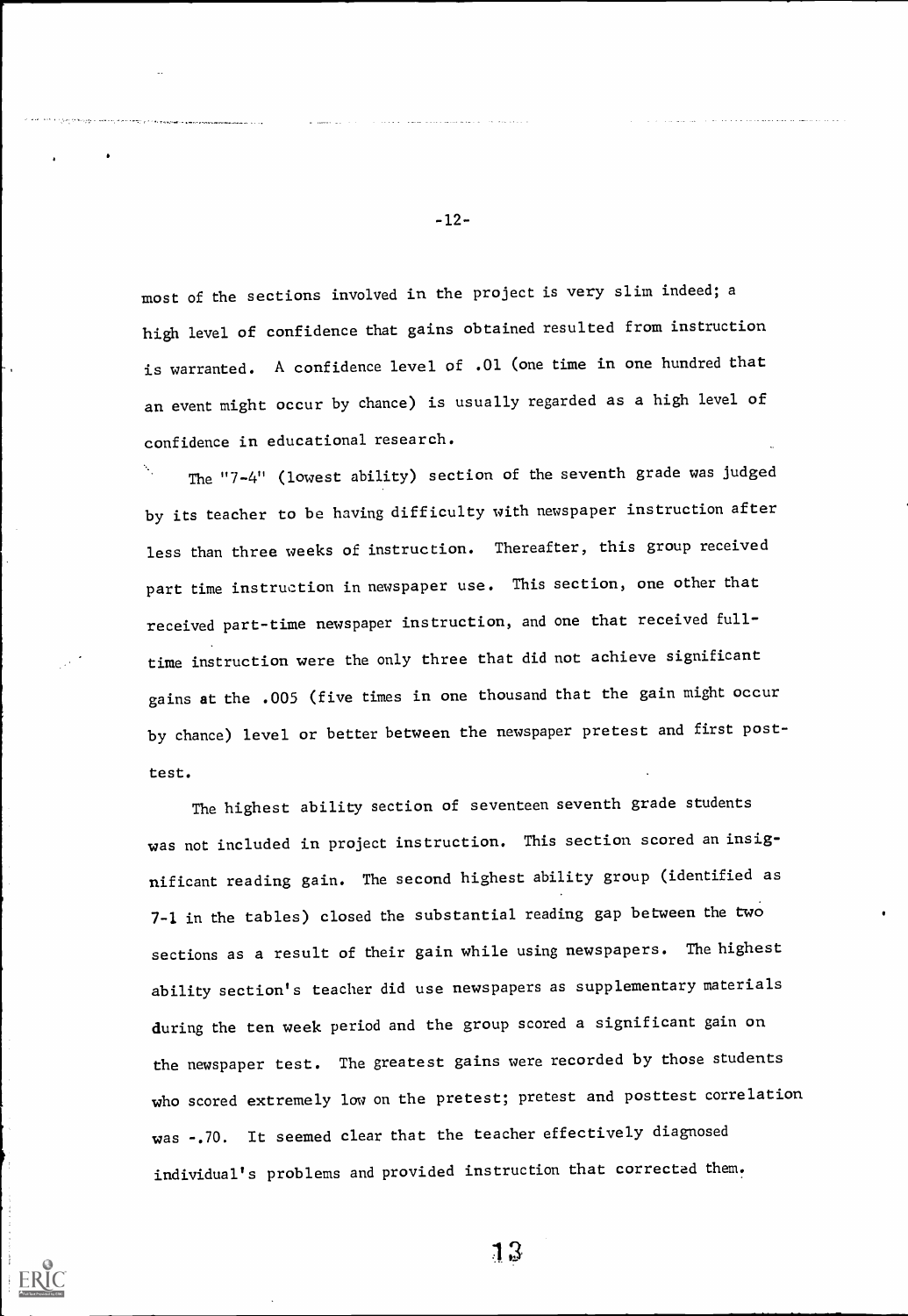most of the sections involved in the project is very slim indeed; a high level of confidence that gains obtained resulted from instruction is warranted. A confidence level of .01 (one time in one hundred that an event might occur by chance) is usually regarded as a high level of confidence in educational research.

The "7-4" (lowest ability) section of the seventh grade was judged by its teacher to be having difficulty with newspaper instruction after less than three weeks of instruction. Thereafter, this group received part time instruction in newspaper use. This section, one other that received part-time newspaper instruction, and one that received full-time instruction were the only three that did not achieve significant gains at the .005 (five times in one thousand that the gain might occur by chance) level or better between the newspaper pretest and first posttest.

The highest ability section of seventeen seventh grade students was not included in project instruction. This section scored an insignificant reading gain. The second highest ability group (identified as 7-1 in the tables) closed the substantial reading gap between the two sections as a result of their gain while using newspapers. The highest ability section's teacher did use newspapers as supplementary materials during the ten week period and the group scored a significant gain on the newspaper test. The greatest gains were recorded by those students who scored extremely low on the pretest; pretest and posttest correlation was -.70. It seemed clear that the teacher effectively diagnosed individual's problems and provided instruction that corrected them.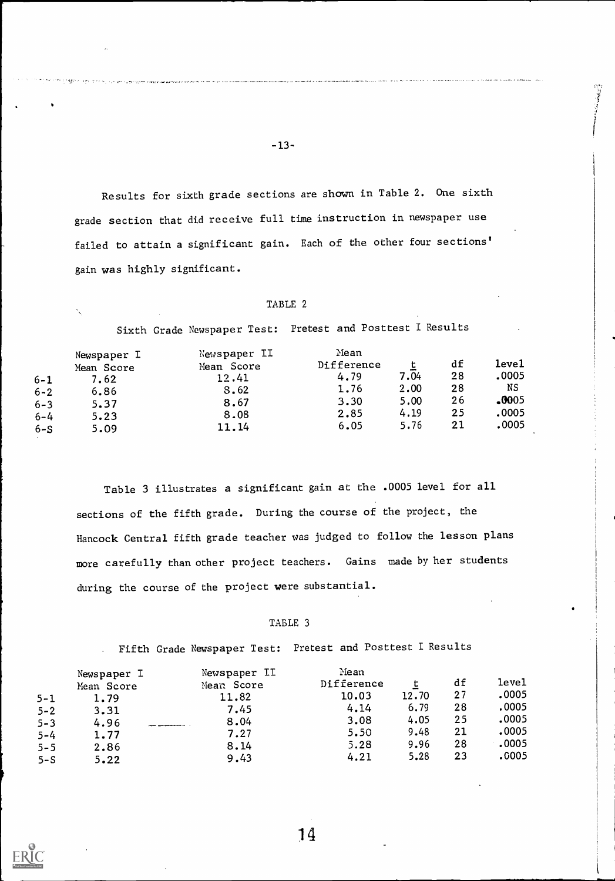Results for sixth grade sections are shown in Table 2. One sixth grade section that did receive full time instruction in newspaper use failed to attain a significant gain. Each of the other four sections' gain was highly significant.

TABLE 2

Sixth Grade Newspaper Test: Pretest and Posttest I Results

| | Newspaper I Mean Score | Newspaper II Mean Score | Mean Difference | t | df | level |
|---|---|---|---|---|---|---|
| 6-1 | 7.62 | 12.41 | 4.79 | 7.04 | 28 | .0005 |
| 6-2 | 6.86 | 8.62 | 1.76 | 2.00 | 28 | NS |
| 6-3 | 5.37 | 8.67 | 3.30 | 5.00 | 26 | .0005 |
| 6-4 | 5.23 | 8.08 | 2.85 | 4.19 | 25 | .0005 |
| 6-S | 5.09 | 11.14 | 6.05 | 5.76 | 21 | .0005 |

Table 3 illustrates a significant gain at the .0005 level for all sections of the fifth grade. During the course of the project, the Hancock Central fifth grade teacher was judged to follow the lesson plans more carefully than other project teachers. Gains made by her students during the course of the project were substantial.

TABLE 3

Fifth Grade Newspaper Test: Pretest and Posttest I Results

| | Newspaper I Mean Score | Newspaper II Mean Score | Mean Difference | t | df | level |
|---|---|---|---|---|---|---|
| 5-1 | 1.79 | 11.82 | 10.03 | 12.70 | 27 | .0005 |
| 5-2 | 3.31 | 7.45 | 4.14 | 6.79 | 28 | .0005 |
| 5-3 | 4.96 | 8.04 | 3.08 | 4.05 | 25 | .0005 |
| 5-4 | 1.77 | 7.27 | 5.50 | 9.48 | 21 | .0005 |
| 5-5 | 2.86 | 8.14 | 5.28 | 9.96 | 28 | .0005 |
| 5-S | 5.22 | 9.43 | 4.21 | 5.28 | 23 | .0005 |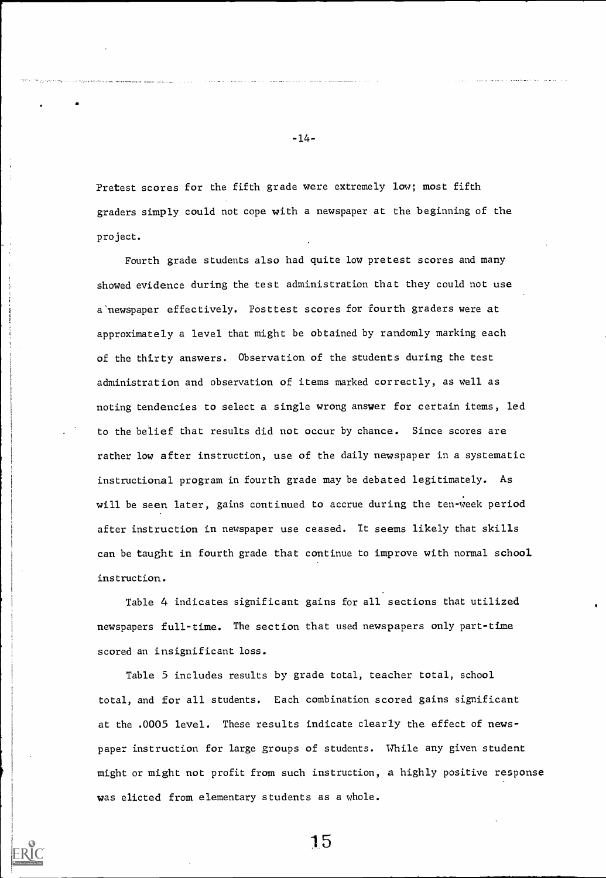Pretest scores for the fifth grade were extremely low; most fifth graders simply could not cope with a newspaper at the beginning of the project.

Fourth grade students also had quite low pretest scores and many showed evidence during the test administration that they could not use a newspaper effectively. Posttest scores for fourth graders were at approximately a level that might be obtained by randomly marking each of the thirty answers. Observation of the students during the test administration and observation of items marked correctly, as well as noting tendencies to select a single wrong answer for certain items, led to the belief that results did not occur by chance. Since scores are rather low after instruction, use of the daily newspaper in a systematic instructional program in fourth grade may be debated legitimately. As will be seen later, gains continued to accrue during the ten-week period after instruction in newspaper use ceased. It seems likely that skills can be taught in fourth grade that continue to improve with normal school instruction.

Table 4 indicates significant gains for all sections that utilized newspapers full-time. The section that used newspapers only part-time scored an insignificant loss.

Table 5 includes results by grade total, teacher total, school total, and for all students. Each combination scored gains significant at the .0005 level. These results indicate clearly the effect of newspaper instruction for large groups of students. While any given student might or might not profit from such instruction, a highly positive response was elicted from elementary students as a whole.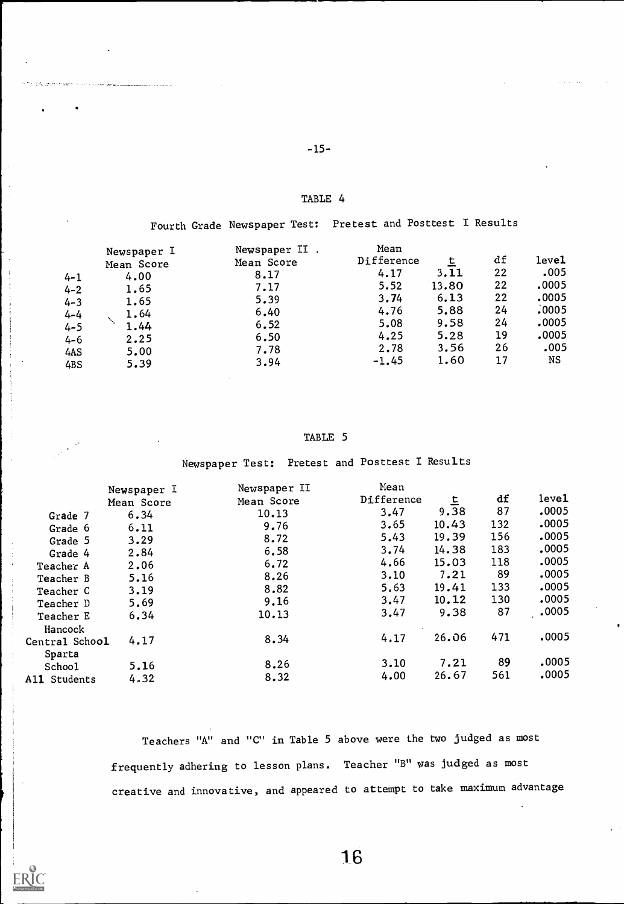TABLE 4

Fourth Grade Newspaper Test: Pretest and Posttest I Results

| | Newspaper I Mean Score | Newspaper II Mean Score | Mean Difference | t | df | level |
|---|---|---|---|---|---|---|
| 4-1 | 4.00 | 8.17 | 4.17 | 3.11 | 22 | .005 |
| 4-2 | 1.65 | 7.17 | 5.52 | 13.80 | 22 | .0005 |
| 4-3 | 1.65 | 5.39 | 3.74 | 6.13 | 22 | .0005 |
| 4-4 | 1.64 | 6.40 | 4.76 | 5.88 | 24 | .0005 |
| 4-5 | 1.44 | 6.52 | 5.08 | 9.58 | 24 | .0005 |
| 4-6 | 2.25 | 6.50 | 4.25 | 5.28 | 19 | .0005 |
| 4AS | 5.00 | 7.78 | 2.78 | 3.56 | 26 | .005 |
| 4BS | 5.39 | 3.94 | -1.45 | 1.60 | 17 | NS |

TABLE 5

Newspaper Test: Pretest and Posttest I Results

| | Newspaper I Mean Score | Newspaper II Mean Score | Mean Difference | t | df | level |
|---|---|---|---|---|---|---|
| Grade 7 | 6.34 | 10.13 | 3.47 | 9.38 | 87 | .0005 |
| Grade 6 | 6.11 | 9.76 | 3.65 | 10.43 | 132 | .0005 |
| Grade 5 | 3.29 | 8.72 | 5.43 | 19.39 | 156 | .0005 |
| Grade 4 | 2.84 | 6.58 | 3.74 | 14.38 | 183 | .0005 |
| Teacher A | 2.06 | 6.72 | 4.66 | 15.03 | 118 | .0005 |
| Teacher B | 5.16 | 8.26 | 3.10 | 7.21 | 89 | .0005 |
| Teacher C | 3.19 | 8.82 | 5.63 | 19.41 | 133 | .0005 |
| Teacher D | 5.69 | 9.16 | 3.47 | 10.12 | 130 | .0005 |
| Teacher E | 6.34 | 10.13 | 3.47 | 9.38 | 87 | .0005 |
| Hancock Central School | 4.17 | 8.34 | 4.17 | 26.06 | 471 | .0005 |
| Sparta School | 5.16 | 8.26 | 3.10 | 7.21 | 89 | .0005 |
| All Students | 4.32 | 8.32 | 4.00 | 26.67 | 561 | .0005 |

Teachers "A" and "C" in Table 5 above were the two judged as most frequently adhering to lesson plans. Teacher "B" was judged as most creative and innovative, and appeared to attempt to take maximum advantage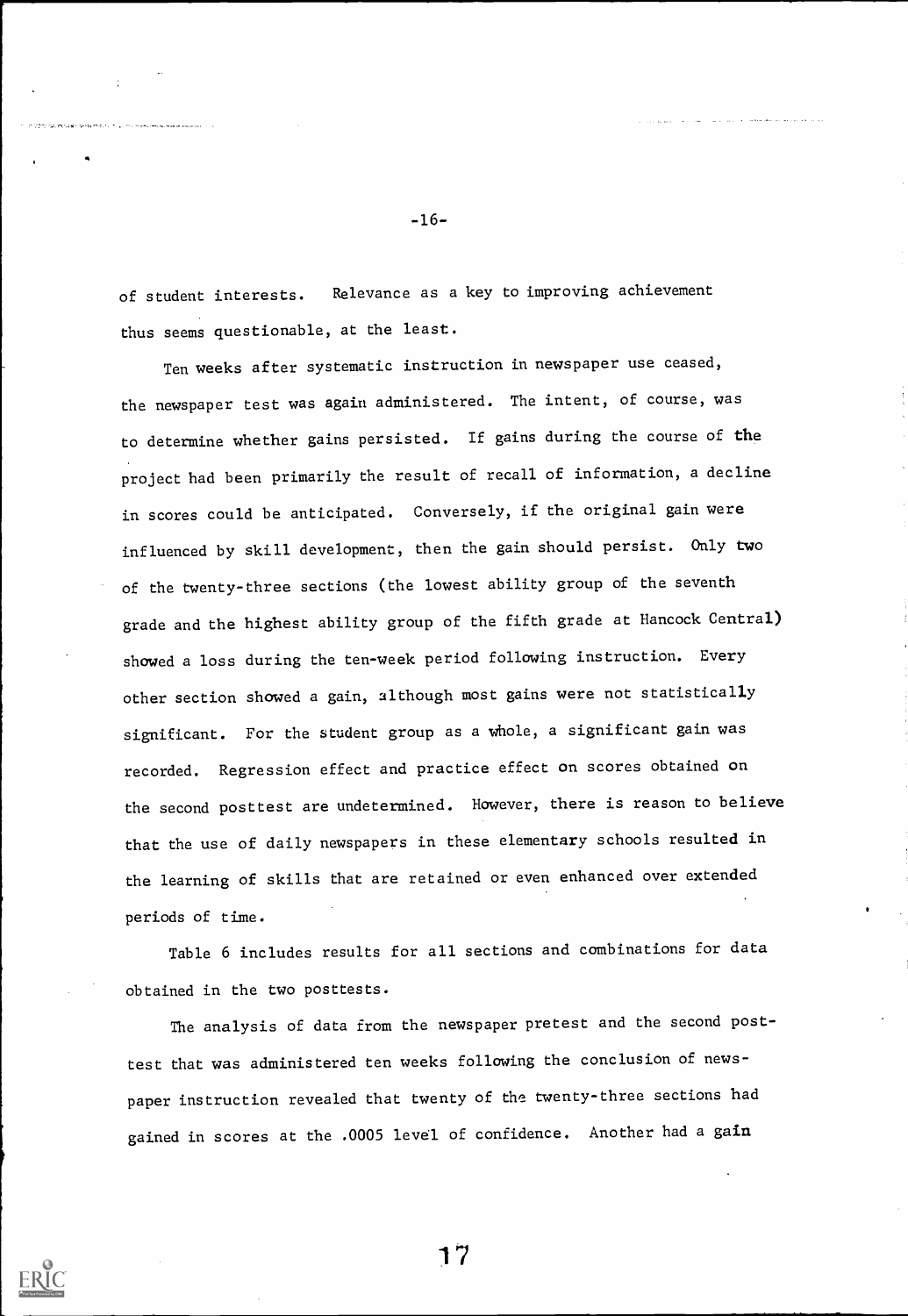of student interests. Relevance as a key to improving achievement thus seems questionable, at the least.

Ten weeks after systematic instruction in newspaper use ceased, the newspaper test was again administered. The intent, of course, was to determine whether gains persisted. If gains during the course of the project had been primarily the result of recall of information, a decline in scores could be anticipated. Conversely, if the original gain were influenced by skill development, then the gain should persist. Only two of the twenty-three sections (the lowest ability group of the seventh grade and the highest ability group of the fifth grade at Hancock Central) showed a loss during the ten-week period following instruction. Every other section showed a gain, although most gains were not statistically significant. For the student group as a whole, a significant gain was recorded. Regression effect and practice effect on scores obtained on the second posttest are undetermined. However, there is reason to believe that the use of daily newspapers in these elementary schools resulted in the learning of skills that are retained or even enhanced over extended periods of time.

Table 6 includes results for all sections and combinations for data obtained in the two posttests.

The analysis of data from the newspaper pretest and the second posttest that was administered ten weeks following the conclusion of newspaper instruction revealed that twenty of the twenty-three sections had gained in scores at the .0005 level of confidence. Another had a gain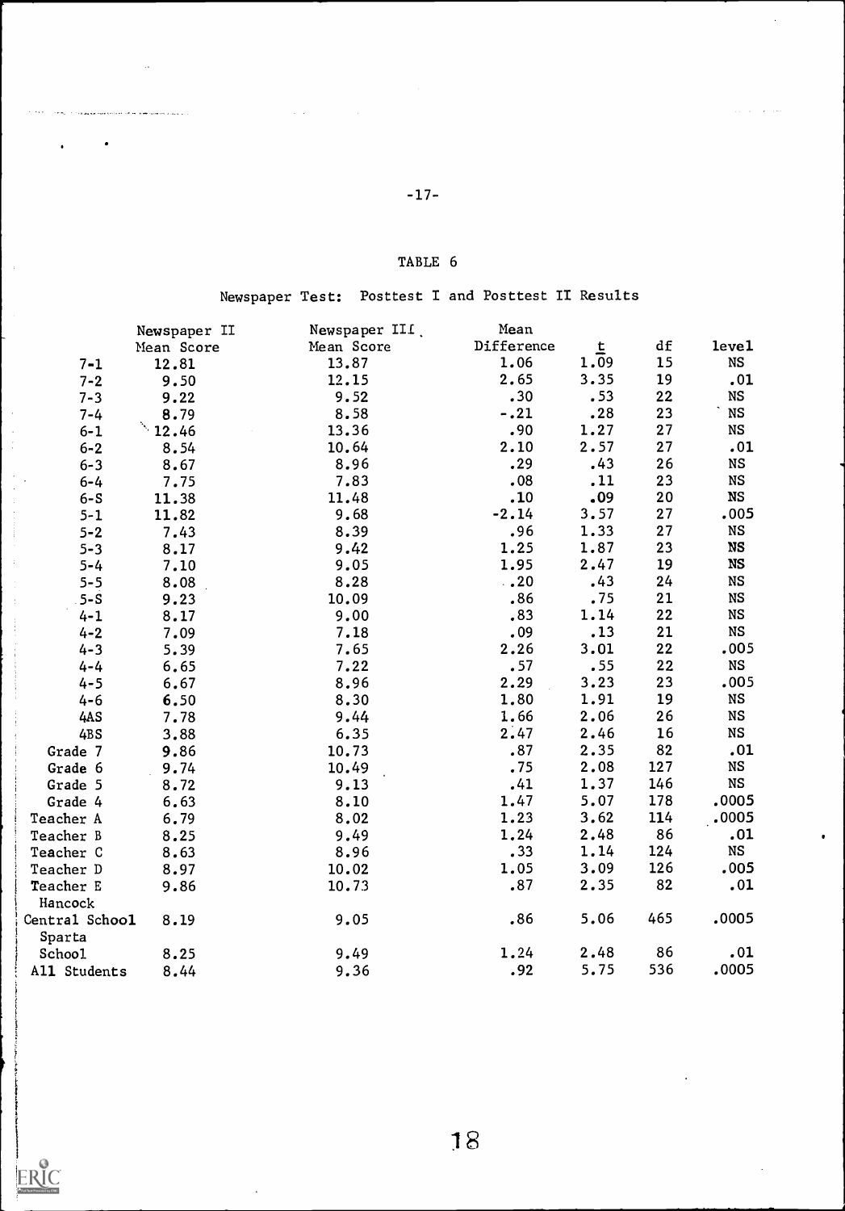TABLE 6

Newspaper Test: Posttest I and Posttest II Results

| | Newspaper II Mean Score | Newspaper III Mean Score | Mean Difference | t | df | level |
|---|---|---|---|---|---|---|
| 7-1 | 12.81 | 13.87 | 1.06 | 1.09 | 15 | NS |
| 7-2 | 9.50 | 12.15 | 2.65 | 3.35 | 19 | .01 |
| 7-3 | 9.22 | 9.52 | .30 | .53 | 22 | NS |
| 7-4 | 8.79 | 8.58 | -.21 | .28 | 23 | NS |
| 6-1 | 12.46 | 13.36 | .90 | 1.27 | 27 | NS |
| 6-2 | 8.54 | 10.64 | 2.10 | 2.57 | 27 | .01 |
| 6-3 | 8.67 | 8.96 | .29 | .43 | 26 | NS |
| 6-4 | 7.75 | 7.83 | .08 | .11 | 23 | NS |
| 6-S | 11.38 | 11.48 | .10 | .09 | 20 | NS |
| 5-1 | 11.82 | 9.68 | -2.14 | 3.57 | 27 | .005 |
| 5-2 | 7.43 | 8.39 | .96 | 1.33 | 27 | NS |
| 5-3 | 8.17 | 9.42 | 1.25 | 1.87 | 23 | NS |
| 5-4 | 7.10 | 9.05 | 1.95 | 2.47 | 19 | NS |
| 5-5 | 8.08 | 8.28 | .20 | .43 | 24 | NS |
| 5-S | 9.23 | 10.09 | .86 | .75 | 21 | NS |
| 4-1 | 8.17 | 9.00 | .83 | 1.14 | 22 | NS |
| 4-2 | 7.09 | 7.18 | .09 | .13 | 21 | NS |
| 4-3 | 5.39 | 7.65 | 2.26 | 3.01 | 22 | .005 |
| 4-4 | 6.65 | 7.22 | .57 | .55 | 22 | NS |
| 4-5 | 6.67 | 8.96 | 2.29 | 3.23 | 23 | .005 |
| 4-6 | 6.50 | 8.30 | 1.80 | 1.91 | 19 | NS |
| 4AS | 7.78 | 9.44 | 1.66 | 2.06 | 26 | NS |
| 4BS | 3.88 | 6.35 | 2.47 | 2.46 | 16 | NS |
| Grade 7 | 9.86 | 10.73 | .87 | 2.35 | 82 | .01 |
| Grade 6 | 9.74 | 10.49 | .75 | 2.08 | 127 | NS |
| Grade 5 | 8.72 | 9.13 | .41 | 1.37 | 146 | NS |
| Grade 4 | 6.63 | 8.10 | 1.47 | 5.07 | 178 | .0005 |
| Teacher A | 6.79 | 8.02 | 1.23 | 3.62 | 114 | .0005 |
| Teacher B | 8.25 | 9.49 | 1.24 | 2.48 | 86 | .01 |
| Teacher C | 8.63 | 8.96 | .33 | 1.14 | 124 | NS |
| Teacher D | 8.97 | 10.02 | 1.05 | 3.09 | 126 | .005 |
| Teacher E | 9.86 | 10.73 | .87 | 2.35 | 82 | .01 |
| Hancock Central School | 8.19 | 9.05 | .86 | 5.06 | 465 | .0005 |
| Sparta School | 8.25 | 9.49 | 1.24 | 2.48 | 86 | .01 |
| All Students | 8.44 | 9.36 | .92 | 5.75 | 536 | .0005 |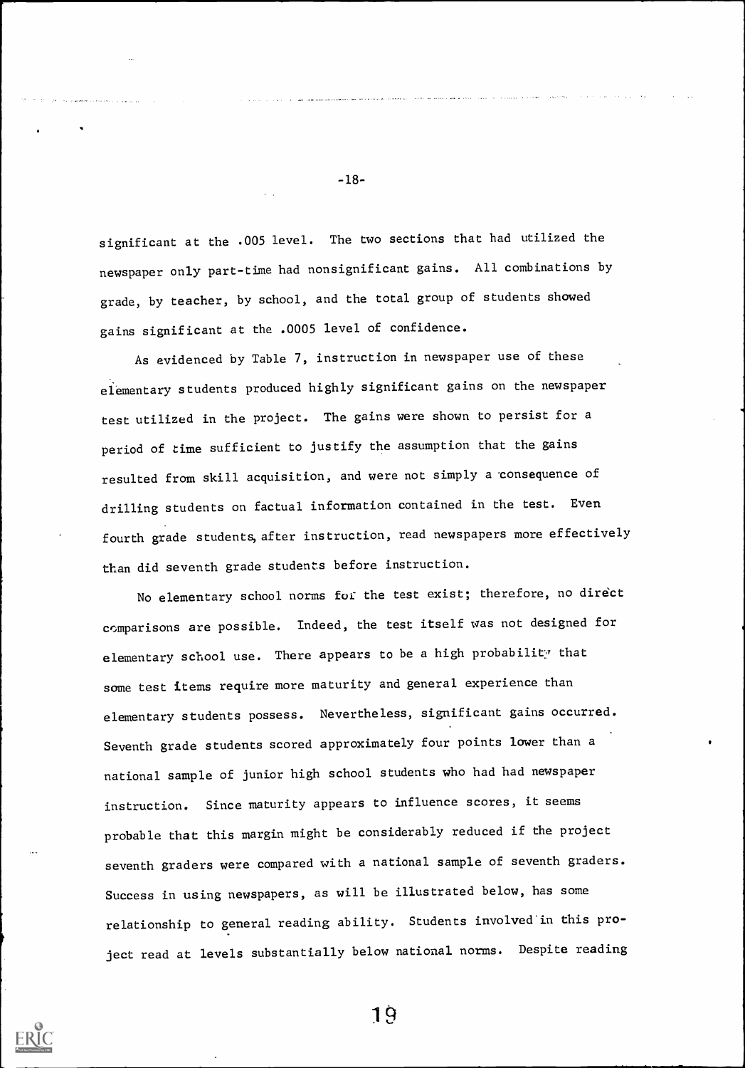significant at the .005 level. The two sections that had utilized the newspaper only part-time had nonsignificant gains. All combinations by grade, by teacher, by school, and the total group of students showed gains significant at the .0005 level of confidence.

As evidenced by Table 7, instruction in newspaper use of these elementary students produced highly significant gains on the newspaper test utilized in the project. The gains were shown to persist for a period of time sufficient to justify the assumption that the gains resulted from skill acquisition, and were not simply a consequence of drilling students on factual information contained in the test. Even fourth grade students, after instruction, read newspapers more effectively than did seventh grade students before instruction.

No elementary school norms for the test exist; therefore, no direct comparisons are possible. Indeed, the test itself was not designed for elementary school use. There appears to be a high probability that some test items require more maturity and general experience than elementary students possess. Nevertheless, significant gains occurred. Seventh grade students scored approximately four points lower than a national sample of junior high school students who had had newspaper instruction. Since maturity appears to influence scores, it seems probable that this margin might be considerably reduced if the project seventh graders were compared with a national sample of seventh graders. Success in using newspapers, as will be illustrated below, has some relationship to general reading ability. Students involved in this project read at levels substantially below national norms. Despite reading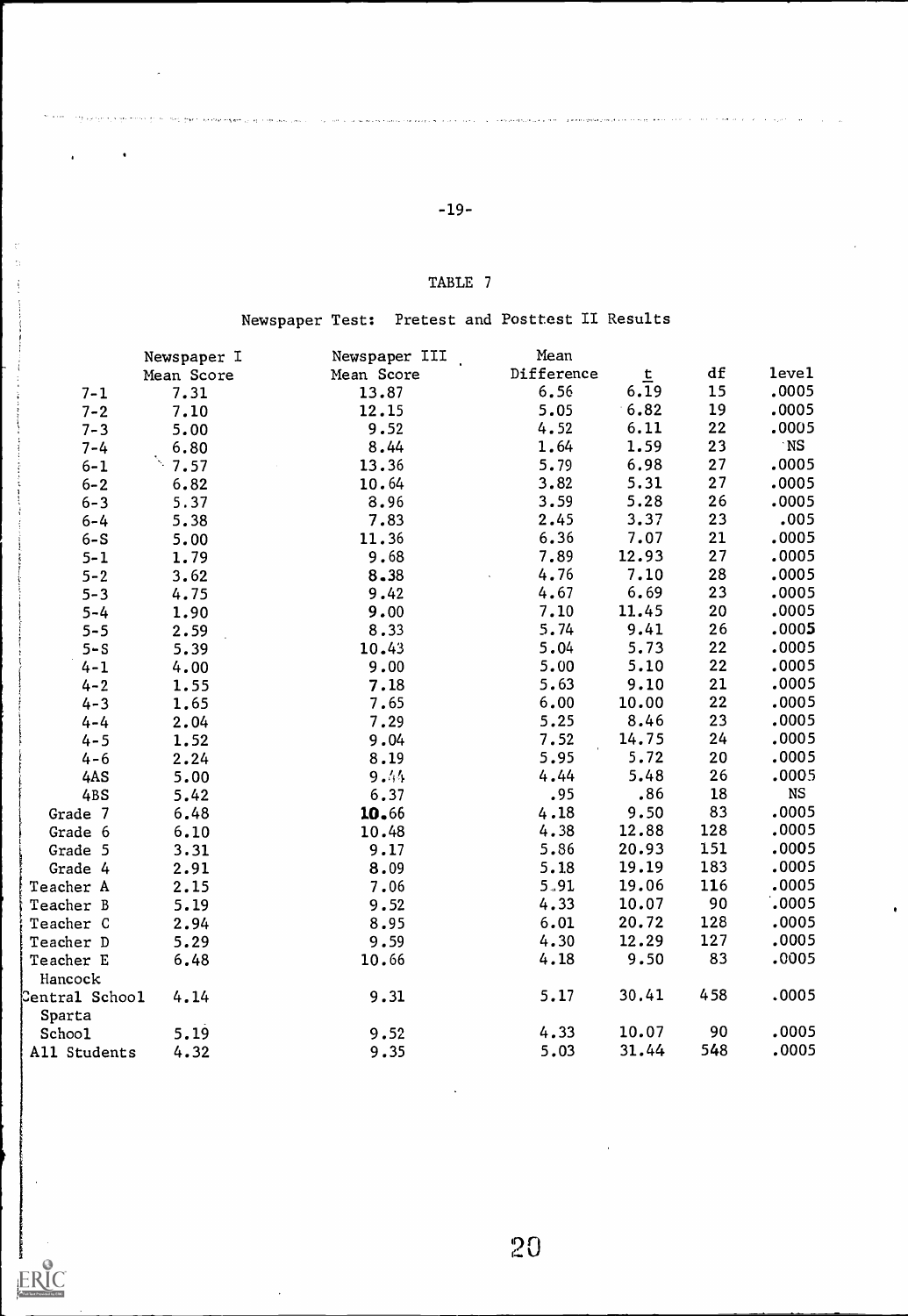TABLE 7

Newspaper Test: Pretest and Posttest II Results

| | Newspaper I Mean Score | Newspaper III Mean Score | Mean Difference | t | df | level |
|---|---|---|---|---|---|---|
| 7-1 | 7.31 | 13.87 | 6.56 | 6.19 | 15 | .0005 |
| 7-2 | 7.10 | 12.15 | 5.05 | 6.82 | 19 | .0005 |
| 7-3 | 5.00 | 9.52 | 4.52 | 6.11 | 22 | .0005 |
| 7-4 | 6.80 | 8.44 | 1.64 | 1.59 | 23 | NS |
| 6-1 | 7.57 | 13.36 | 5.79 | 6.98 | 27 | .0005 |
| 6-2 | 6.82 | 10.64 | 3.82 | 5.31 | 27 | .0005 |
| 6-3 | 5.37 | 8.96 | 3.59 | 5.28 | 26 | .0005 |
| 6-4 | 5.38 | 7.83 | 2.45 | 3.37 | 23 | .005 |
| 6-S | 5.00 | 11.36 | 6.36 | 7.07 | 21 | .0005 |
| 5-1 | 1.79 | 9.68 | 7.89 | 12.93 | 27 | .0005 |
| 5-2 | 3.62 | 8.38 | 4.76 | 7.10 | 28 | .0005 |
| 5-3 | 4.75 | 9.42 | 4.67 | 6.69 | 23 | .0005 |
| 5-4 | 1.90 | 9.00 | 7.10 | 11.45 | 20 | .0005 |
| 5-5 | 2.59 | 8.33 | 5.74 | 9.41 | 26 | .0005 |
| 5-S | 5.39 | 10.43 | 5.04 | 5.73 | 22 | .0005 |
| 4-1 | 4.00 | 9.00 | 5.00 | 5.10 | 22 | .0005 |
| 4-2 | 1.55 | 7.18 | 5.63 | 9.10 | 21 | .0005 |
| 4-3 | 1.65 | 7.65 | 6.00 | 10.00 | 22 | .0005 |
| 4-4 | 2.04 | 7.29 | 5.25 | 8.46 | 23 | .0005 |
| 4-5 | 1.52 | 9.04 | 7.52 | 14.75 | 24 | .0005 |
| 4-6 | 2.24 | 8.19 | 5.95 | 5.72 | 20 | .0005 |
| 4AS | 5.00 | 9.44 | 4.44 | 5.48 | 26 | .0005 |
| 4BS | 5.42 | 6.37 | .95 | .86 | 18 | NS |
| Grade 7 | 6.48 | 10.66 | 4.18 | 9.50 | 83 | .0005 |
| Grade 6 | 6.10 | 10.48 | 4.38 | 12.88 | 128 | .0005 |
| Grade 5 | 3.31 | 9.17 | 5.86 | 20.93 | 151 | .0005 |
| Grade 4 | 2.91 | 8.09 | 5.18 | 19.19 | 183 | .0005 |
| Teacher A | 2.15 | 7.06 | 5.91 | 19.06 | 116 | .0005 |
| Teacher B | 5.19 | 9.52 | 4.33 | 10.07 | 90 | .0005 |
| Teacher C | 2.94 | 8.95 | 6.01 | 20.72 | 128 | .0005 |
| Teacher D | 5.29 | 9.59 | 4.30 | 12.29 | 127 | .0005 |
| Teacher E | 6.48 | 10.66 | 4.18 | 9.50 | 83 | .0005 |
| Hancock Central School | 4.14 | 9.31 | 5.17 | 30.41 | 458 | .0005 |
| Sparta School | 5.19 | 9.52 | 4.33 | 10.07 | 90 | .0005 |
| All Students | 4.32 | 9.35 | 5.03 | 31.44 | 548 | .0005 |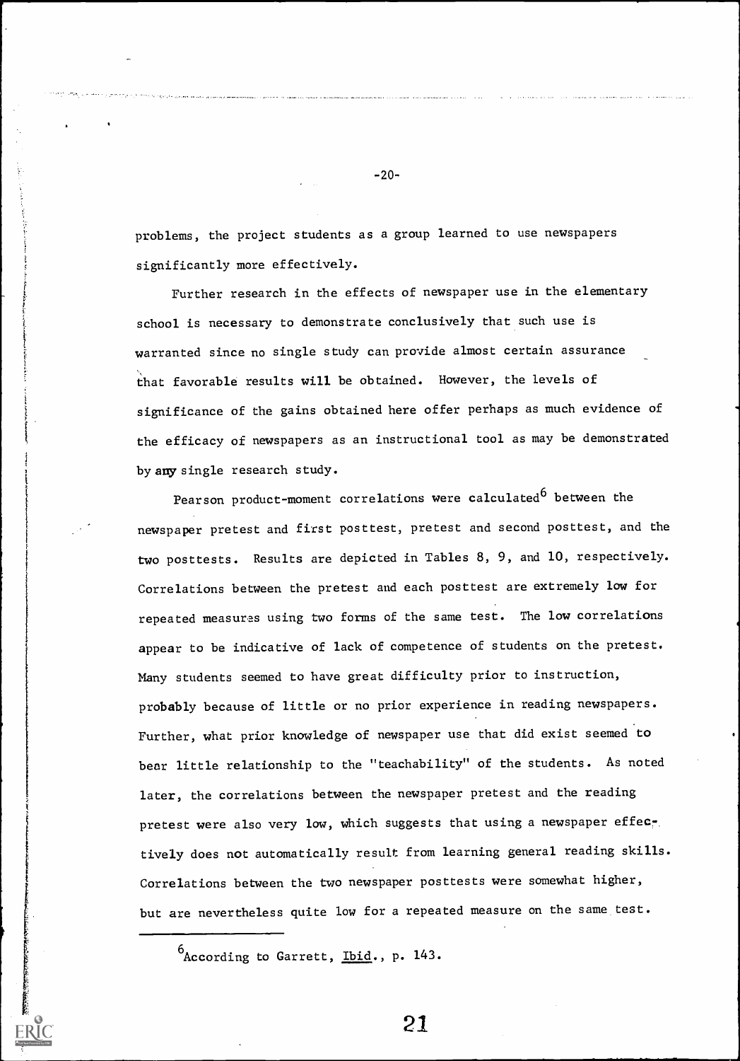problems, the project students as a group learned to use newspapers significantly more effectively.

Further research in the effects of newspaper use in the elementary school is necessary to demonstrate conclusively that such use is warranted since no single study can provide almost certain assurance that favorable results will be obtained. However, the levels of significance of the gains obtained here offer perhaps as much evidence of the efficacy of newspapers as an instructional tool as may be demonstrated by any single research study.

Pearson product-moment correlations were calculated[6] between the newspaper pretest and first posttest, pretest and second posttest, and the two posttests. Results are depicted in Tables 8, 9, and 10, respectively. Correlations between the pretest and each posttest are extremely low for repeated measures using two forms of the same test. The low correlations appear to be indicative of lack of competence of students on the pretest. Many students seemed to have great difficulty prior to instruction, probably because of little or no prior experience in reading newspapers. Further, what prior knowledge of newspaper use that did exist seemed to bear little relationship to the "teachability" of the students. As noted later, the correlations between the newspaper pretest and the reading pretest were also very low, which suggests that using a newspaper effectively does not automatically result from learning general reading skills. Correlations between the two newspaper posttests were somewhat higher, but are nevertheless quite low for a repeated measure on the same test.

---

[6] According to Garrett, Ibid., p. 143.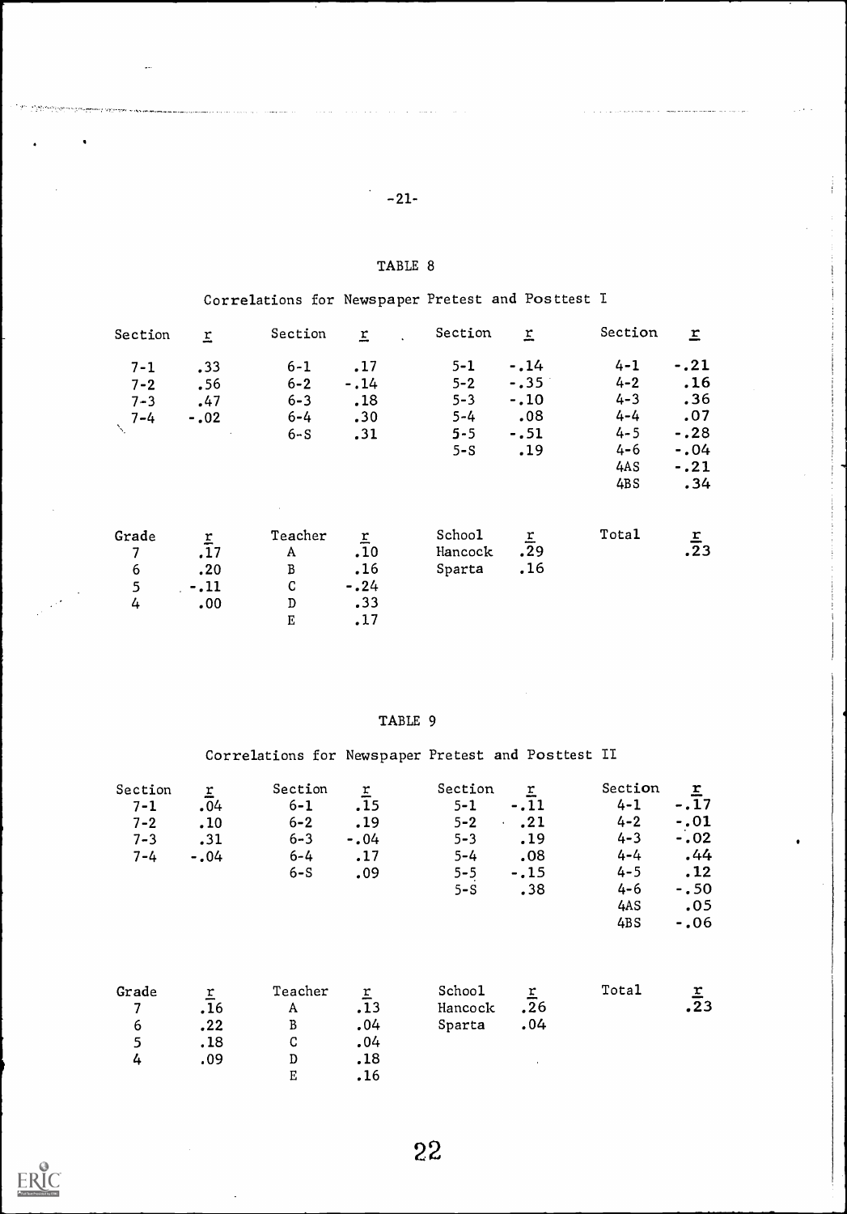TABLE 8

Correlations for Newspaper Pretest and Posttest I

| Section | r | Section | r | Section | r | Section | r |
|---|---|---|---|---|---|---|---|
| 7-1 | .33 | 6-1 | .17 | 5-1 | -.14 | 4-1 | -.21 |
| 7-2 | .56 | 6-2 | -.14 | 5-2 | -.35 | 4-2 | .16 |
| 7-3 | .47 | 6-3 | .18 | 5-3 | -.10 | 4-3 | .36 |
| 7-4 | -.02 | 6-4 | .30 | 5-4 | .08 | 4-4 | .07 |
| | | 6-S | .31 | 5-5 | -.51 | 4-5 | -.28 |
| | | | | 5-S | .19 | 4-6 | -.04 |
| | | | | | | 4AS | -.21 |
| | | | | | | 4BS | .34 |

| Grade | r | Teacher | r | School | r | Total | r |
|---|---|---|---|---|---|---|---|
| 7 | .17 | A | .10 | Hancock | .29 | | .23 |
| 6 | .20 | B | .16 | Sparta | .16 | | |
| 5 | -.11 | C | -.24 | | | | |
| 4 | .00 | D | .33 | | | | |
| | | E | .17 | | | | |

TABLE 9

Correlations for Newspaper Pretest and Posttest II

| Section | r | Section | r | Section | r | Section | r |
|---|---|---|---|---|---|---|---|
| 7-1 | .04 | 6-1 | .15 | 5-1 | -.11 | 4-1 | -.17 |
| 7-2 | .10 | 6-2 | .19 | 5-2 | .21 | 4-2 | -.01 |
| 7-3 | .31 | 6-3 | -.04 | 5-3 | .19 | 4-3 | -.02 |
| 7-4 | -.04 | 6-4 | .17 | 5-4 | .08 | 4-4 | .44 |
| | | 6-S | .09 | 5-5 | -.15 | 4-5 | .12 |
| | | | | 5-S | .38 | 4-6 | -.50 |
| | | | | | | 4AS | .05 |
| | | | | | | 4BS | -.06 |

| Grade | r | Teacher | r | School | r | Total | r |
|---|---|---|---|---|---|---|---|
| 7 | .16 | A | .13 | Hancock | .26 | | .23 |
| 6 | .22 | B | .04 | Sparta | .04 | | |
| 5 | .18 | C | .04 | | | | |
| 4 | .09 | D | .18 | | | | |
| | | E | .16 | | | | |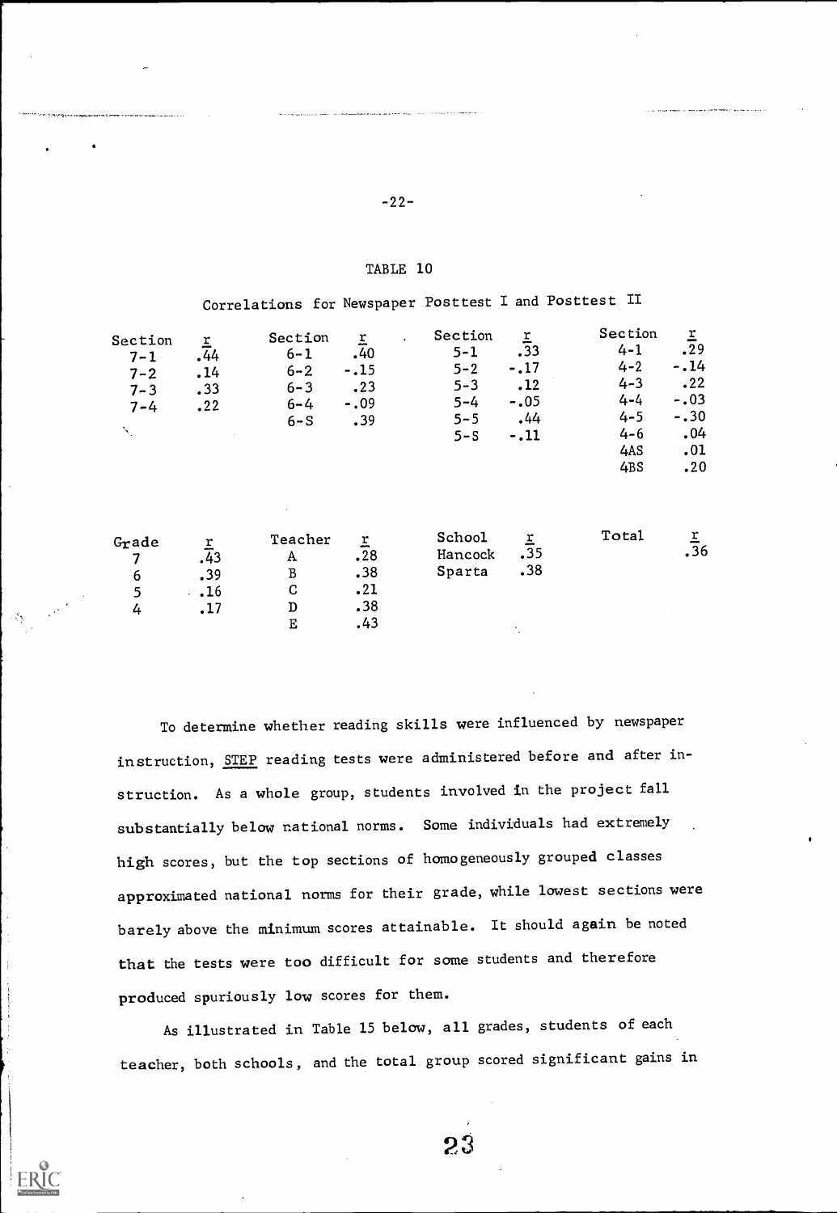TABLE 10

Correlations for Newspaper Posttest I and Posttest II

| Section | r | Section | r | Section | r | Section | r |
|---|---|---|---|---|---|---|---|
| 7-1 | .44 | 6-1 | .40 | 5-1 | .33 | 4-1 | .29 |
| 7-2 | .14 | 6-2 | -.15 | 5-2 | -.17 | 4-2 | -.14 |
| 7-3 | .33 | 6-3 | .23 | 5-3 | .12 | 4-3 | .22 |
| 7-4 | .22 | 6-4 | -.09 | 5-4 | -.05 | 4-4 | -.03 |
| | | 6-S | .39 | 5-5 | .44 | 4-5 | -.30 |
| | | | | 5-S | -.11 | 4-6 | .04 |
| | | | | | | 4AS | .01 |
| | | | | | | 4BS | .20 |

| Grade | r | Teacher | r | School | r | Total | r |
|---|---|---|---|---|---|---|---|
| 7 | .43 | A | .28 | Hancock | .35 | | .36 |
| 6 | .39 | B | .38 | Sparta | .38 | | |
| 5 | .16 | C | .21 | | | | |
| 4 | .17 | D | .38 | | | | |
| | | E | .43 | | | | |

To determine whether reading skills were influenced by newspaper instruction, STEP reading tests were administered before and after instruction. As a whole group, students involved in the project fall substantially below national norms. Some individuals had extremely high scores, but the top sections of homogeneously grouped classes approximated national norms for their grade, while lowest sections were barely above the minimum scores attainable. It should again be noted that the tests were too difficult for some students and therefore produced spuriously low scores for them.

As illustrated in Table 15 below, all grades, students of each teacher, both schools, and the total group scored significant gains in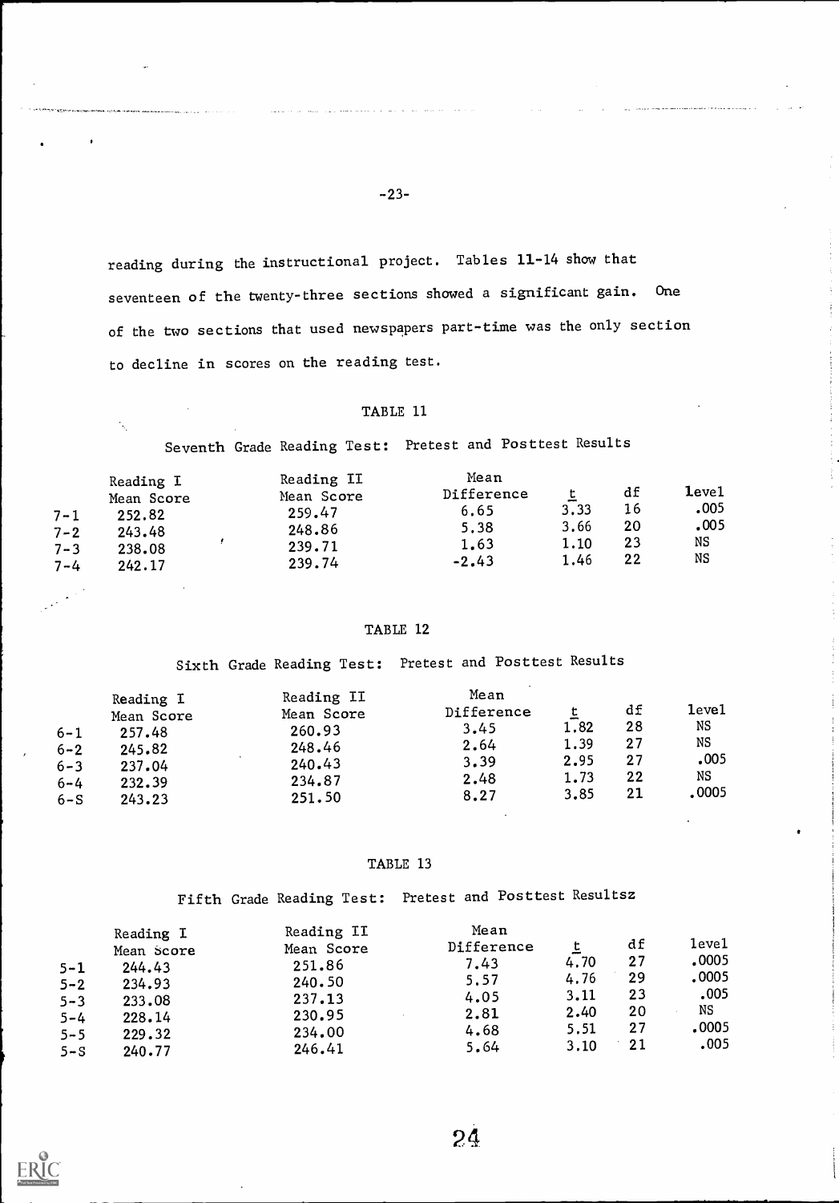reading during the instructional project. Tables 11-14 show that seventeen of the twenty-three sections showed a significant gain. One of the two sections that used newspapers part-time was the only section to decline in scores on the reading test.

TABLE 11

Seventh Grade Reading Test: Pretest and Posttest Results

| | Reading I Mean Score | Reading II Mean Score | Mean Difference | t | df | level |
|---|---|---|---|---|---|---|
| 7-1 | 252.82 | 259.47 | 6.65 | 3.33 | 16 | .005 |
| 7-2 | 243.48 | 248.86 | 5.38 | 3.66 | 20 | .005 |
| 7-3 | 238.08 | 239.71 | 1.63 | 1.10 | 23 | NS |
| 7-4 | 242.17 | 239.74 | -2.43 | 1.46 | 22 | NS |

TABLE 12

Sixth Grade Reading Test: Pretest and Posttest Results

| | Reading I Mean Score | Reading II Mean Score | Mean Difference | t | df | level |
|---|---|---|---|---|---|---|
| 6-1 | 257.48 | 260.93 | 3.45 | 1.82 | 28 | NS |
| 6-2 | 245.82 | 248.46 | 2.64 | 1.39 | 27 | NS |
| 6-3 | 237.04 | 240.43 | 3.39 | 2.95 | 27 | .005 |
| 6-4 | 232.39 | 234.87 | 2.48 | 1.73 | 22 | NS |
| 6-S | 243.23 | 251.50 | 8.27 | 3.85 | 21 | .0005 |

TABLE 13

Fifth Grade Reading Test: Pretest and Posttest Resultsz

| | Reading I Mean Score | Reading II Mean Score | Mean Difference | t | df | level |
|---|---|---|---|---|---|---|
| 5-1 | 244.43 | 251.86 | 7.43 | 4.70 | 27 | .0005 |
| 5-2 | 234.93 | 240.50 | 5.57 | 4.76 | 29 | .0005 |
| 5-3 | 233.08 | 237.13 | 4.05 | 3.11 | 23 | .005 |
| 5-4 | 228.14 | 230.95 | 2.81 | 2.40 | 20 | NS |
| 5-5 | 229.32 | 234.00 | 4.68 | 5.51 | 27 | .0005 |
| 5-S | 240.77 | 246.41 | 5.64 | 3.10 | 21 | .005 |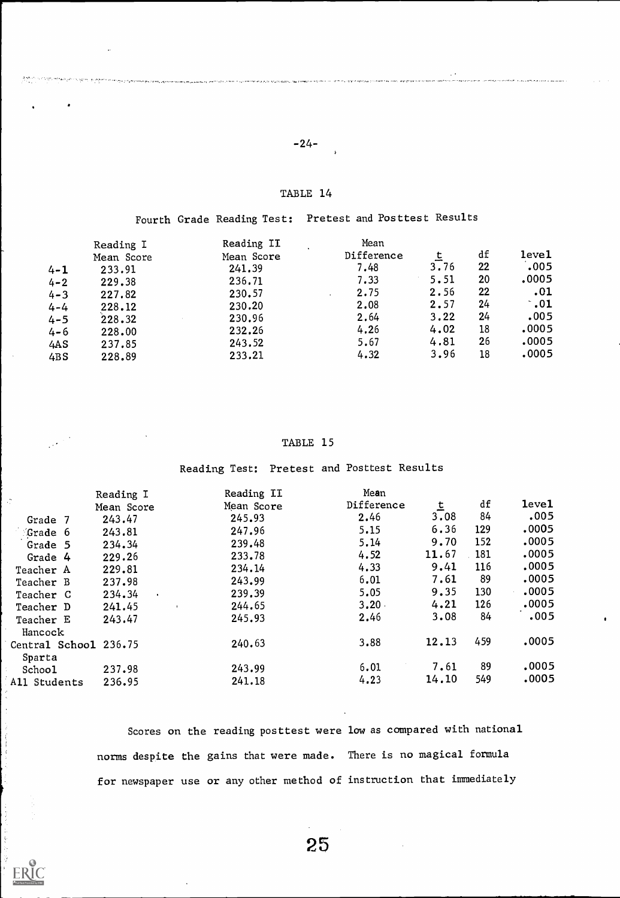TABLE 14

Fourth Grade Reading Test: Pretest and Posttest Results

| | Reading I Mean Score | Reading II Mean Score | Mean Difference | t | df | level |
|---|---|---|---|---|---|---|
| 4-1 | 233.91 | 241.39 | 7.48 | 3.76 | 22 | .005 |
| 4-2 | 229.38 | 236.71 | 7.33 | 5.51 | 20 | .0005 |
| 4-3 | 227.82 | 230.57 | 2.75 | 2.56 | 22 | .01 |
| 4-4 | 228.12 | 230.20 | 2.08 | 2.57 | 24 | .01 |
| 4-5 | 228.32 | 230.96 | 2.64 | 3.22 | 24 | .005 |
| 4-6 | 228.00 | 232.26 | 4.26 | 4.02 | 18 | .0005 |
| 4AS | 237.85 | 243.52 | 5.67 | 4.81 | 26 | .0005 |
| 4BS | 228.89 | 233.21 | 4.32 | 3.96 | 18 | .0005 |

TABLE 15

Reading Test: Pretest and Posttest Results

| | Reading I Mean Score | Reading II Mean Score | Mean Difference | t | df | level |
|---|---|---|---|---|---|---|
| Grade 7 | 243.47 | 245.93 | 2.46 | 3.08 | 84 | .005 |
| Grade 6 | 243.81 | 247.96 | 5.15 | 6.36 | 129 | .0005 |
| Grade 5 | 234.34 | 239.48 | 5.14 | 9.70 | 152 | .0005 |
| Grade 4 | 229.26 | 233.78 | 4.52 | 11.67 | 181 | .0005 |
| Teacher A | 229.81 | 234.14 | 4.33 | 9.41 | 116 | .0005 |
| Teacher B | 237.98 | 243.99 | 6.01 | 7.61 | 89 | .0005 |
| Teacher C | 234.34 | 239.39 | 5.05 | 9.35 | 130 | .0005 |
| Teacher D | 241.45 | 244.65 | 3.20 | 4.21 | 126 | .0005 |
| Teacher E | 243.47 | 245.93 | 2.46 | 3.08 | 84 | .005 |
| Hancock Central School | 236.75 | 240.63 | 3.88 | 12.13 | 459 | .0005 |
| Sparta School | 237.98 | 243.99 | 6.01 | 7.61 | 89 | .0005 |
| All Students | 236.95 | 241.18 | 4.23 | 14.10 | 549 | .0005 |

Scores on the reading posttest were low as compared with national norms despite the gains that were made. There is no magical formula for newspaper use or any other method of instruction that immediately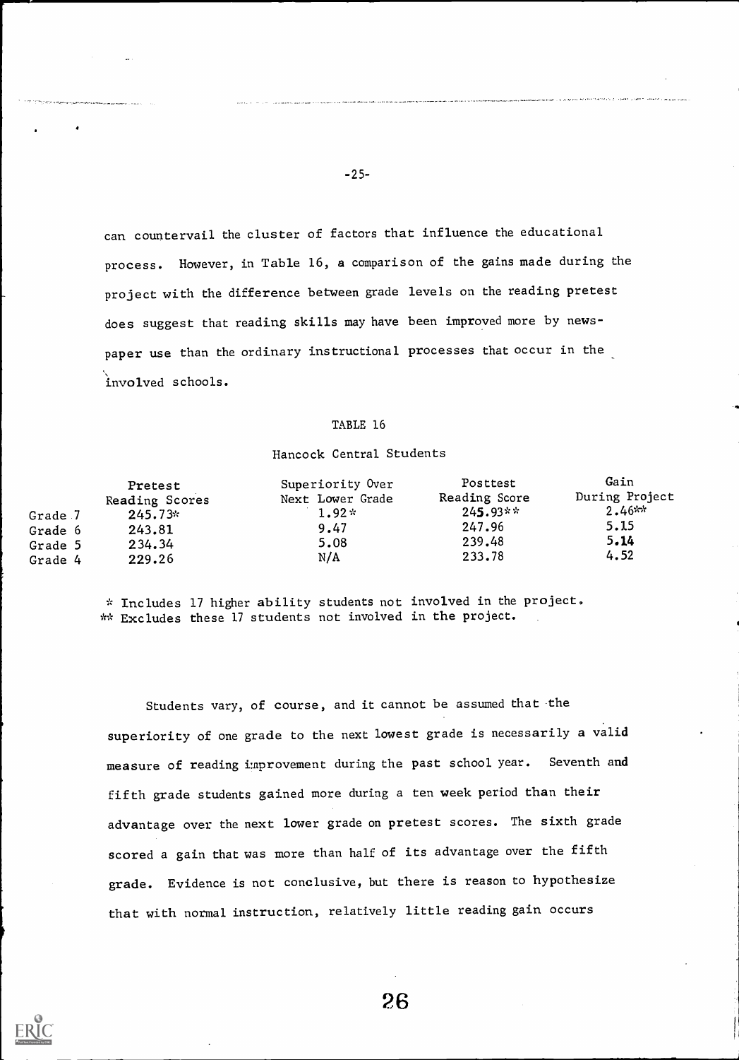can countervail the cluster of factors that influence the educational process. However, in Table 16, a comparison of the gains made during the project with the difference between grade levels on the reading pretest does suggest that reading skills may have been improved more by newspaper use than the ordinary instructional processes that occur in the involved schools.

TABLE 16

Hancock Central Students

| | Pretest Reading Scores | Superiority Over Next Lower Grade | Posttest Reading Score | Gain During Project |
|---|---|---|---|---|
| Grade 7 | 245.73* | 1.92* | 245.93** | 2.46** |
| Grade 6 | 243.81 | 9.47 | 247.96 | 5.15 |
| Grade 5 | 234.34 | 5.08 | 239.48 | 5.14 |
| Grade 4 | 229.26 | N/A | 233.78 | 4.52 |

\* Includes 17 higher ability students not involved in the project.
\*\* Excludes these 17 students not involved in the project.

Students vary, of course, and it cannot be assumed that the superiority of one grade to the next lowest grade is necessarily a valid measure of reading improvement during the past school year. Seventh and fifth grade students gained more during a ten week period than their advantage over the next lower grade on pretest scores. The sixth grade scored a gain that was more than half of its advantage over the fifth grade. Evidence is not conclusive, but there is reason to hypothesize that with normal instruction, relatively little reading gain occurs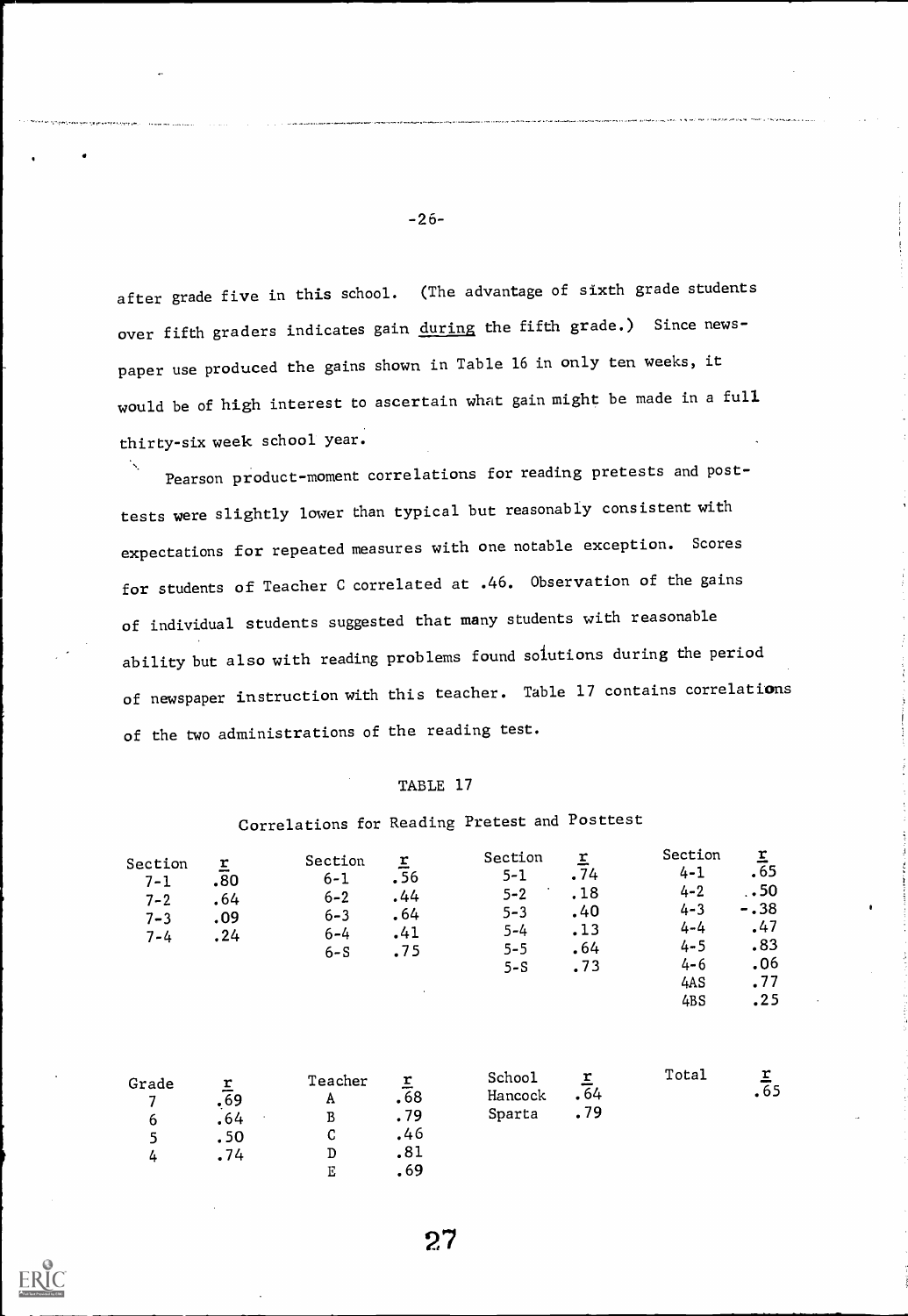after grade five in this school. (The advantage of sixth grade students over fifth graders indicates gain during the fifth grade.) Since newspaper use produced the gains shown in Table 16 in only ten weeks, it would be of high interest to ascertain what gain might be made in a full thirty-six week school year.

Pearson product-moment correlations for reading pretests and posttests were slightly lower than typical but reasonably consistent with expectations for repeated measures with one notable exception. Scores for students of Teacher C correlated at .46. Observation of the gains of individual students suggested that many students with reasonable ability but also with reading problems found solutions during the period of newspaper instruction with this teacher. Table 17 contains correlations of the two administrations of the reading test.

TABLE 17

Correlations for Reading Pretest and Posttest

| Section | r | Section | r | Section | r | Section | r |
|---|---|---|---|---|---|---|---|
| 7-1 | .80 | 6-1 | .56 | 5-1 | .74 | 4-1 | .65 |
| 7-2 | .64 | 6-2 | .44 | 5-2 | .18 | 4-2 | .50 |
| 7-3 | .09 | 6-3 | .64 | 5-3 | .40 | 4-3 | -.38 |
| 7-4 | .24 | 6-4 | .41 | 5-4 | .13 | 4-4 | .47 |
| | | 6-S | .75 | 5-5 | .64 | 4-5 | .83 |
| | | | | 5-S | .73 | 4-6 | .06 |
| | | | | | | 4AS | .77 |
| | | | | | | 4BS | .25 |

| Grade | r | Teacher | r | School | r | Total | r |
|---|---|---|---|---|---|---|---|
| 7 | .69 | A | .68 | Hancock | .64 | | .65 |
| 6 | .64 | B | .79 | Sparta | .79 | | |
| 5 | .50 | C | .46 | | | | |
| 4 | .74 | D | .81 | | | | |
| | | E | .69 | | | | |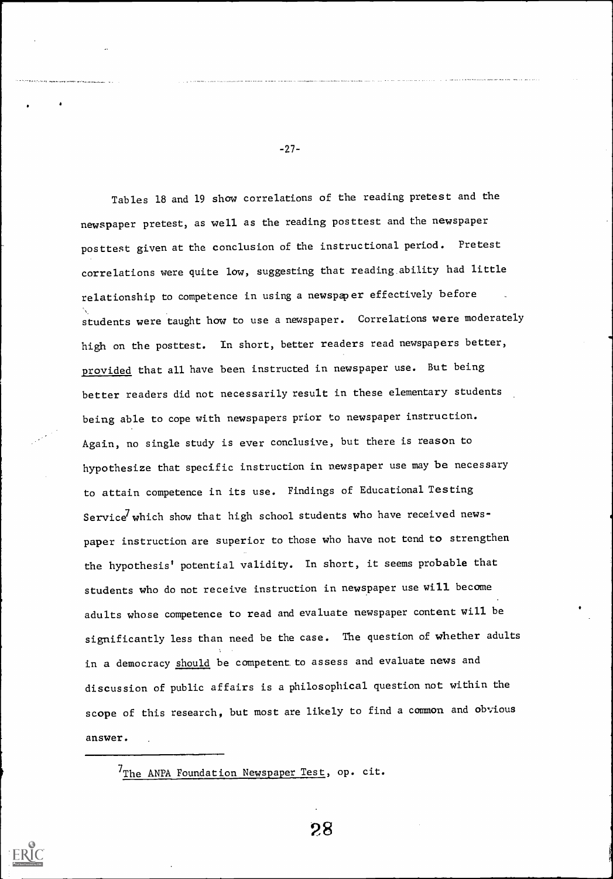Tables 18 and 19 show correlations of the reading pretest and the newspaper pretest, as well as the reading posttest and the newspaper posttest given at the conclusion of the instructional period. Pretest correlations were quite low, suggesting that reading ability had little relationship to competence in using a newspaper effectively before students were taught how to use a newspaper. Correlations were moderately high on the posttest. In short, better readers read newspapers better, provided that all have been instructed in newspaper use. But being better readers did not necessarily result in these elementary students being able to cope with newspapers prior to newspaper instruction. Again, no single study is ever conclusive, but there is reason to hypothesize that specific instruction in newspaper use may be necessary to attain competence in its use. Findings of Educational Testing Service[7] which show that high school students who have received newspaper instruction are superior to those who have not tend to strengthen the hypothesis' potential validity. In short, it seems probable that students who do not receive instruction in newspaper use will become adults whose competence to read and evaluate newspaper content will be significantly less than need be the case. The question of whether adults in a democracy _should_ be competent to assess and evaluate news and discussion of public affairs is a philosophical question not within the scope of this research, but most are likely to find a common and obvious answer.

---

[7] _The ANPA Foundation Newspaper Test_, op. cit.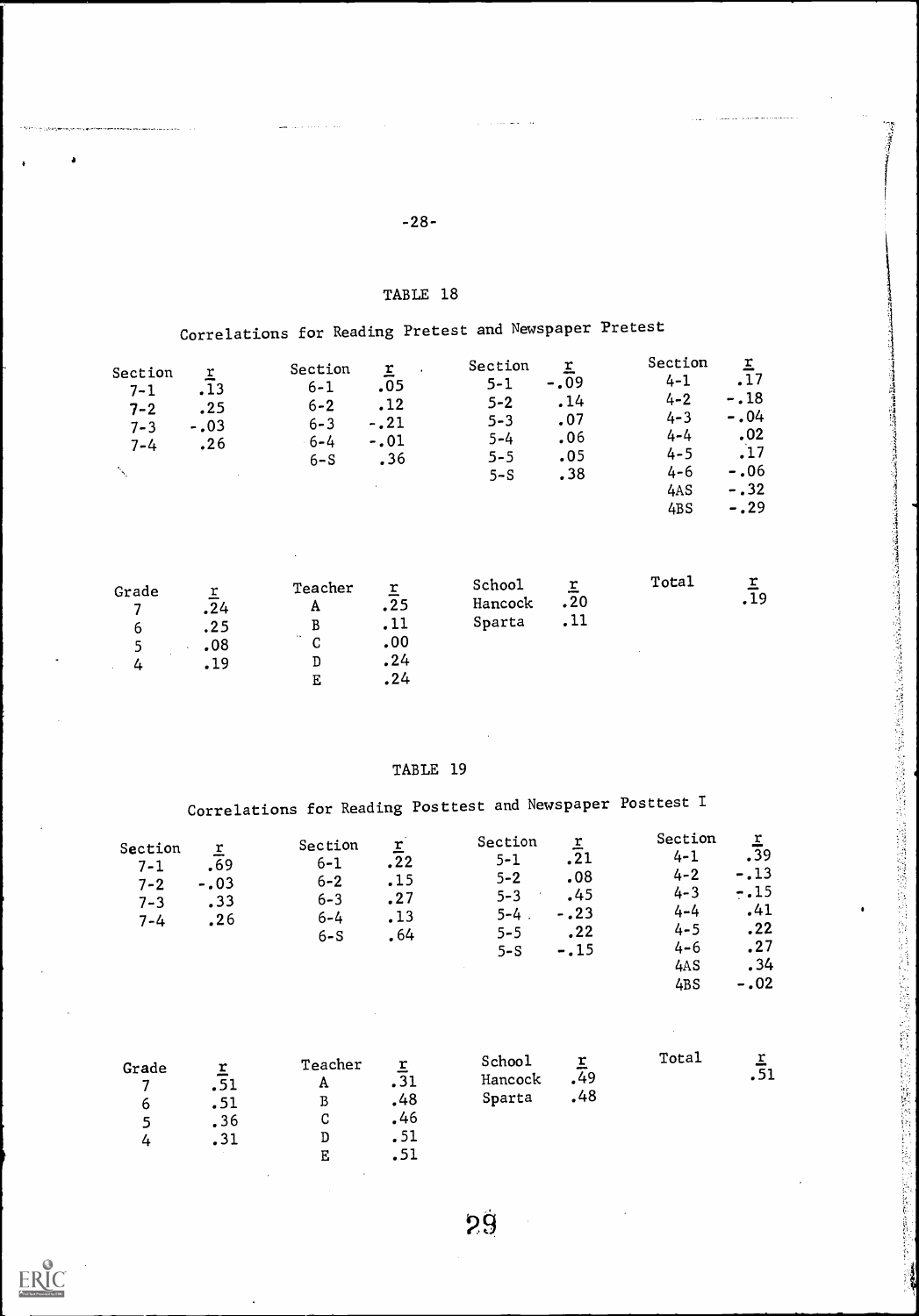TABLE 18

Correlations for Reading Pretest and Newspaper Pretest

| Section | r | Section | r | Section | r | Section | r |
|---|---|---|---|---|---|---|---|
| 7-1 | .13 | 6-1 | .05 | 5-1 | -.09 | 4-1 | .17 |
| 7-2 | .25 | 6-2 | .12 | 5-2 | .14 | 4-2 | -.18 |
| 7-3 | -.03 | 6-3 | -.21 | 5-3 | .07 | 4-3 | -.04 |
| 7-4 | .26 | 6-4 | -.01 | 5-4 | .06 | 4-4 | .02 |
| | | 6-S | .36 | 5-5 | .05 | 4-5 | .17 |
| | | | | 5-S | .38 | 4-6 | -.06 |
| | | | | | | 4AS | -.32 |
| | | | | | | 4BS | -.29 |

| Grade | r | Teacher | r | School | r | Total | r |
|---|---|---|---|---|---|---|---|
| 7 | .24 | A | .25 | Hancock | .20 | | .19 |
| 6 | .25 | B | .11 | Sparta | .11 | | |
| 5 | .08 | C | .00 | | | | |
| 4 | .19 | D | .24 | | | | |
| | | E | .24 | | | | |

TABLE 19

Correlations for Reading Posttest and Newspaper Posttest I

| Section | r | Section | r | Section | r | Section | r |
|---|---|---|---|---|---|---|---|
| 7-1 | .69 | 6-1 | .22 | 5-1 | .21 | 4-1 | .39 |
| 7-2 | -.03 | 6-2 | .15 | 5-2 | .08 | 4-2 | -.13 |
| 7-3 | .33 | 6-3 | .27 | 5-3 | .45 | 4-3 | -.15 |
| 7-4 | .26 | 6-4 | .13 | 5-4 | -.23 | 4-4 | .41 |
| | | 6-S | .64 | 5-5 | .22 | 4-5 | .22 |
| | | | | 5-S | -.15 | 4-6 | .27 |
| | | | | | | 4AS | .34 |
| | | | | | | 4BS | -.02 |

| Grade | r | Teacher | r | School | r | Total | r |
|---|---|---|---|---|---|---|---|
| 7 | .51 | A | .31 | Hancock | .49 | | .51 |
| 6 | .51 | B | .48 | Sparta | .48 | | |
| 5 | .36 | C | .46 | | | | |
| 4 | .31 | D | .51 | | | | |
| | | E | .51 | | | | |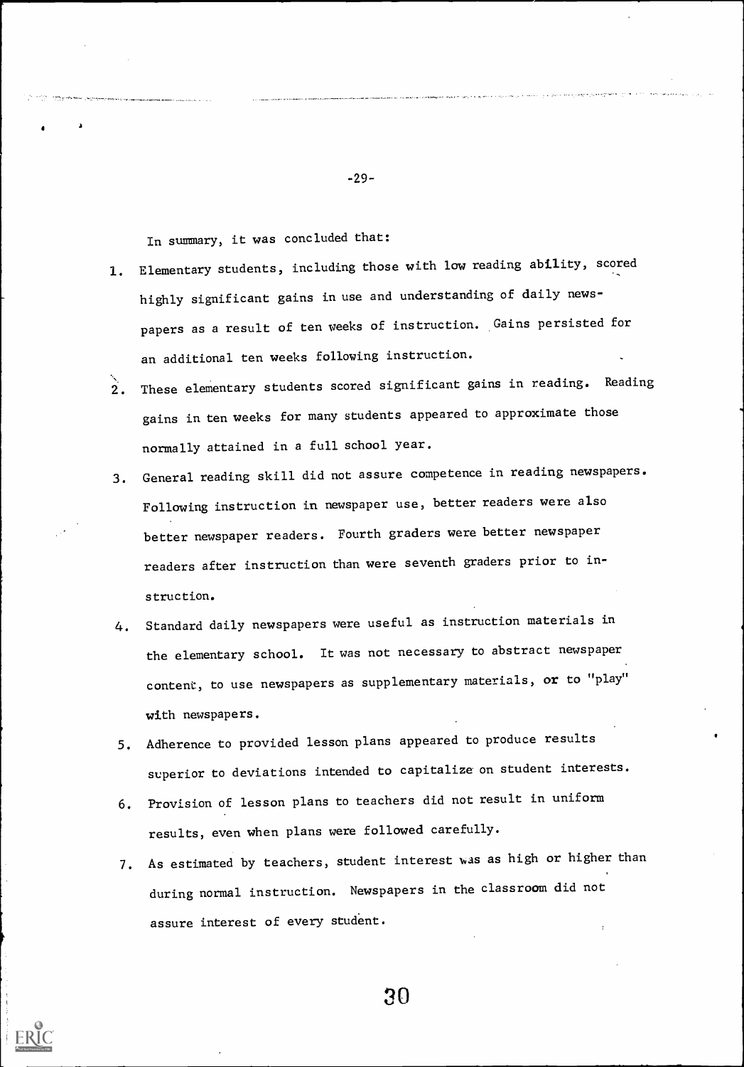In summary, it was concluded that:

1. Elementary students, including those with low reading ability, scored highly significant gains in use and understanding of daily newspapers as a result of ten weeks of instruction. Gains persisted for an additional ten weeks following instruction.
2. These elementary students scored significant gains in reading. Reading gains in ten weeks for many students appeared to approximate those normally attained in a full school year.
3. General reading skill did not assure competence in reading newspapers. Following instruction in newspaper use, better readers were also better newspaper readers. Fourth graders were better newspaper readers after instruction than were seventh graders prior to instruction.
4. Standard daily newspapers were useful as instruction materials in the elementary school. It was not necessary to abstract newspaper content, to use newspapers as supplementary materials, or to "play" with newspapers.
5. Adherence to provided lesson plans appeared to produce results superior to deviations intended to capitalize on student interests.
6. Provision of lesson plans to teachers did not result in uniform results, even when plans were followed carefully.
7. As estimated by teachers, student interest was as high or higher than during normal instruction. Newspapers in the classroom did not assure interest of every student.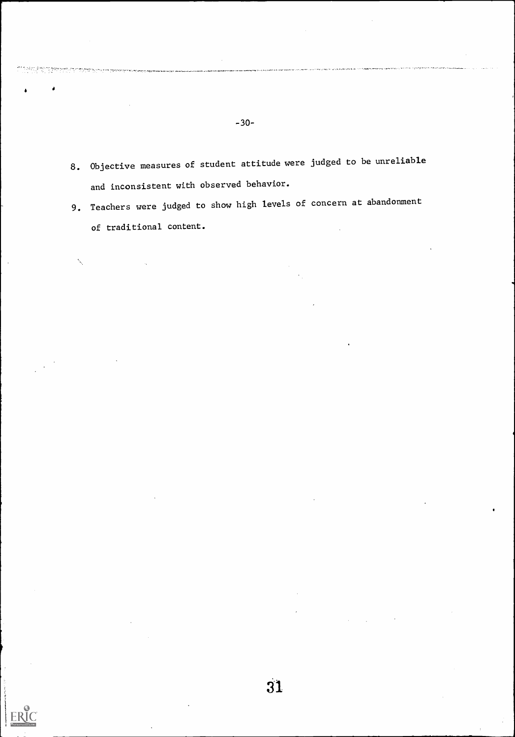8. Objective measures of student attitude were judged to be unreliable and inconsistent with observed behavior.
9. Teachers were judged to show high levels of concern at abandonment of traditional content.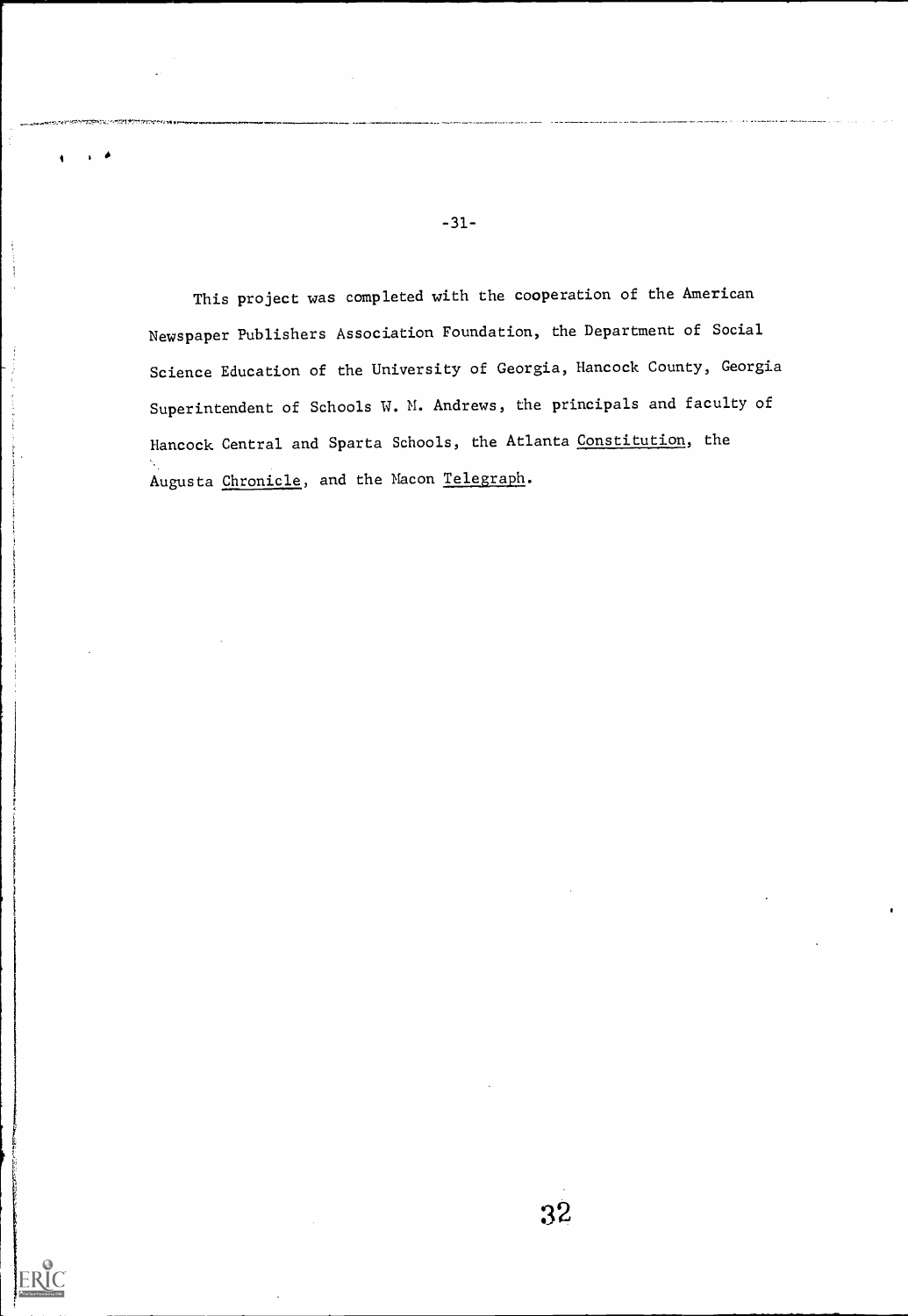This project was completed with the cooperation of the American Newspaper Publishers Association Foundation, the Department of Social Science Education of the University of Georgia, Hancock County, Georgia Superintendent of Schools W. M. Andrews, the principals and faculty of Hancock Central and Sparta Schools, the Atlanta Constitution, the Augusta Chronicle, and the Macon Telegraph.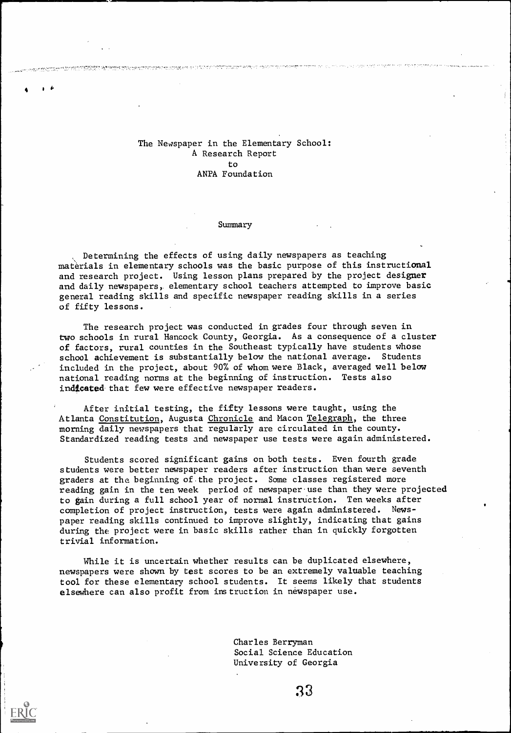# The Newspaper in the Elementary School: A Research Report to ANPA Foundation

## Summary

Determining the effects of using daily newspapers as teaching materials in elementary schools was the basic purpose of this instructional and research project. Using lesson plans prepared by the project designer and daily newspapers, elementary school teachers attempted to improve basic general reading skills and specific newspaper reading skills in a series of fifty lessons.

The research project was conducted in grades four through seven in two schools in rural Hancock County, Georgia. As a consequence of a cluster of factors, rural counties in the Southeast typically have students whose school achievement is substantially below the national average. Students included in the project, about 90% of whom were Black, averaged well below national reading norms at the beginning of instruction. Tests also indicated that few were effective newspaper readers.

After initial testing, the fifty lessons were taught, using the Atlanta Constitution, Augusta Chronicle and Macon Telegraph, the three morning daily newspapers that regularly are circulated in the county. Standardized reading tests and newspaper use tests were again administered.

Students scored significant gains on both tests. Even fourth grade students were better newspaper readers after instruction than were seventh graders at the beginning of the project. Some classes registered more reading gain in the ten week period of newspaper use than they were projected to gain during a full school year of normal instruction. Ten weeks after completion of project instruction, tests were again administered. Newspaper reading skills continued to improve slightly, indicating that gains during the project were in basic skills rather than in quickly forgotten trivial information.

While it is uncertain whether results can be duplicated elsewhere, newspapers were shown by test scores to be an extremely valuable teaching tool for these elementary school students. It seems likely that students elsewhere can also profit from instruction in newspaper use.

Charles Berryman
Social Science Education
University of Georgia